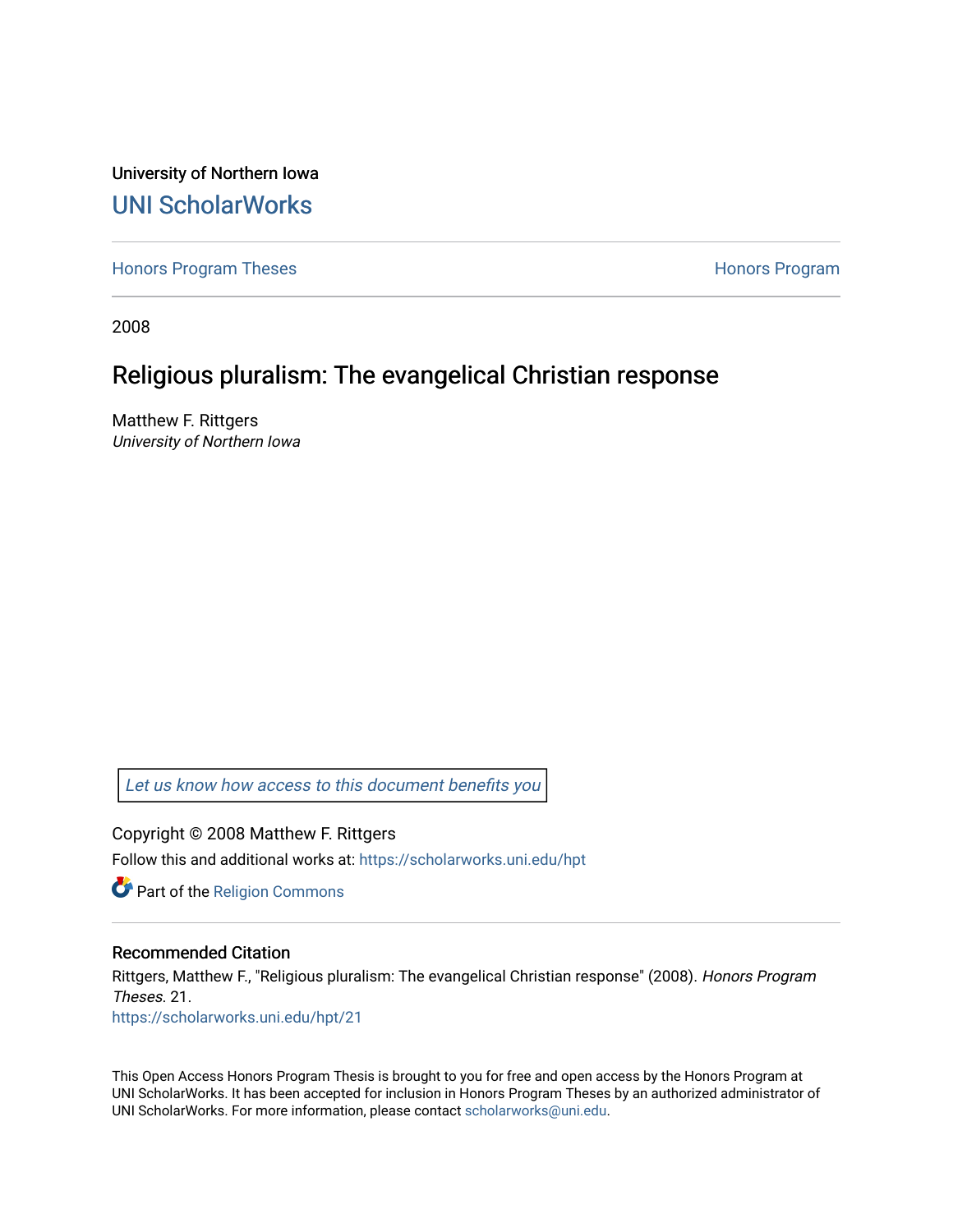University of Northern Iowa

# UNI ScholarWorks

Honors Program Theses

Honors Program

2008

## Religious pluralism: The evangelical Christian response

Matthew F. Rittgers
*University of Northern Iowa*

*Let us know how access to this document benefits you*

Copyright © 2008 Matthew F. Rittgers

Follow this and additional works at: https://scholarworks.uni.edu/hpt

Part of the Religion Commons

### Recommended Citation

Rittgers, Matthew F., "Religious pluralism: The evangelical Christian response" (2008). *Honors Program Theses*. 21.
https://scholarworks.uni.edu/hpt/21

This Open Access Honors Program Thesis is brought to you for free and open access by the Honors Program at UNI ScholarWorks. It has been accepted for inclusion in Honors Program Theses by an authorized administrator of UNI ScholarWorks. For more information, please contact scholarworks@uni.edu.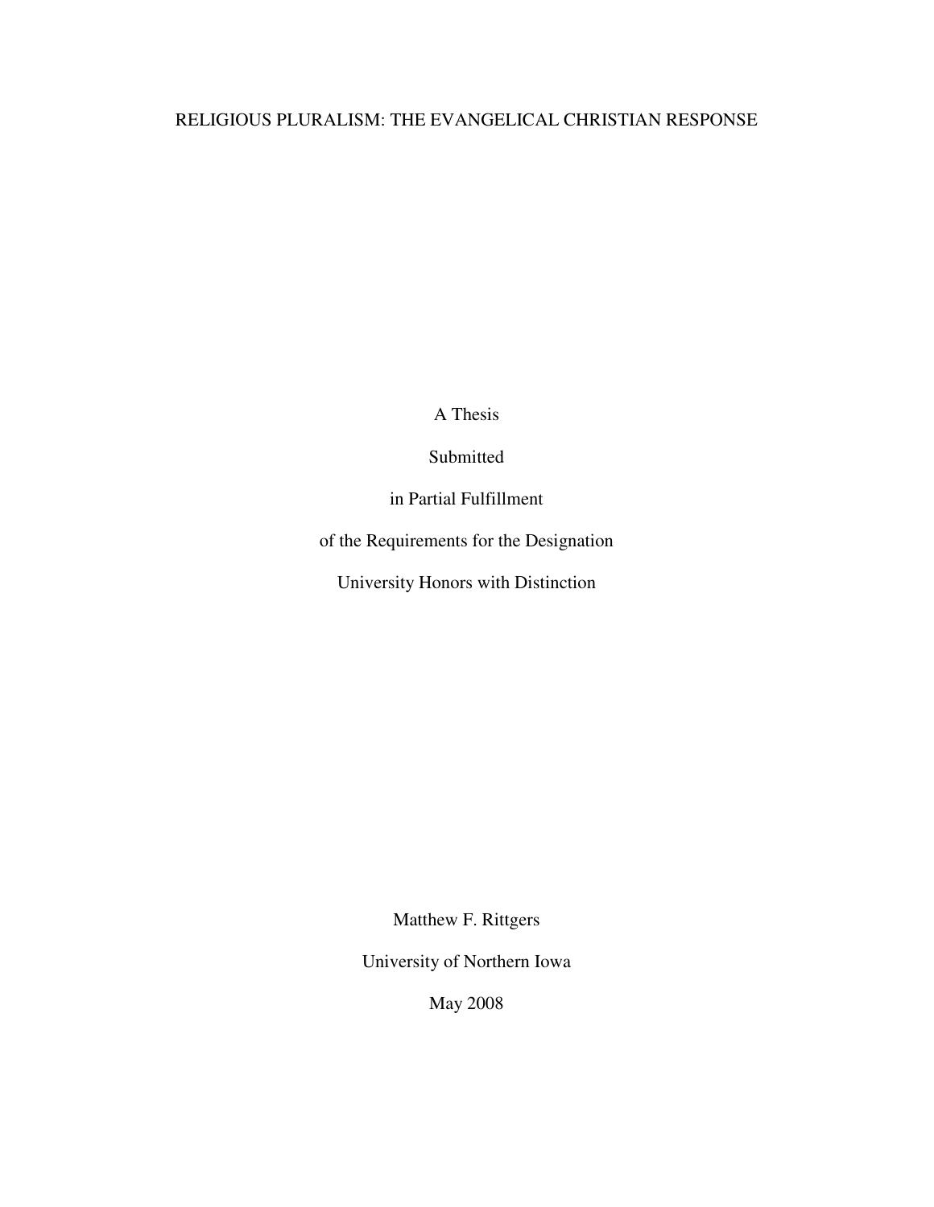# RELIGIOUS PLURALISM: THE EVANGELICAL CHRISTIAN RESPONSE

A Thesis

Submitted

in Partial Fulfillment

of the Requirements for the Designation

University Honors with Distinction

Matthew F. Rittgers

University of Northern Iowa

May 2008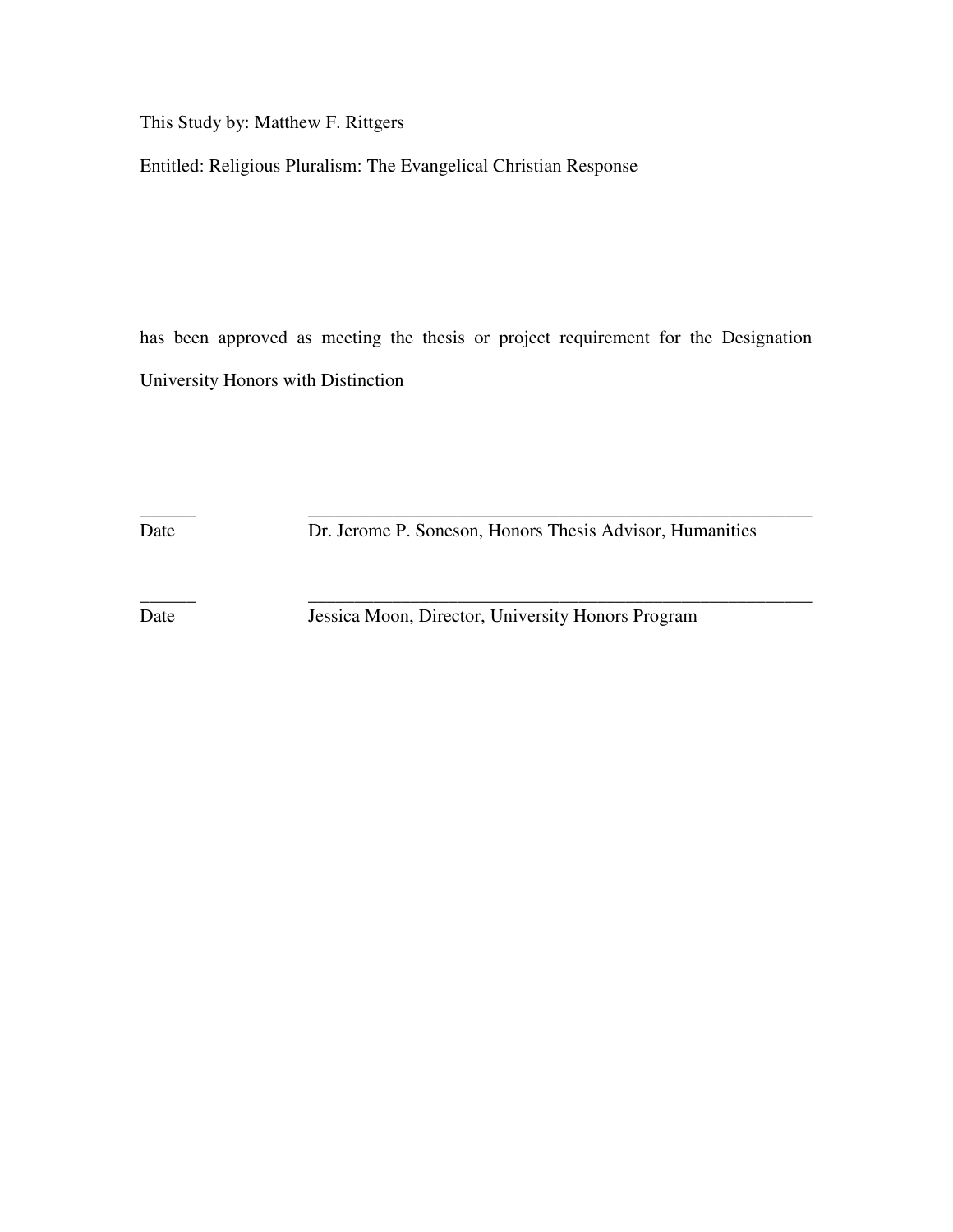This Study by: Matthew F. Rittgers

Entitled: Religious Pluralism: The Evangelical Christian Response

has been approved as meeting the thesis or project requirement for the Designation University Honors with Distinction

______ ________________________________________________________

Date Dr. Jerome P. Soneson, Honors Thesis Advisor, Humanities

______ ________________________________________________________

Date Jessica Moon, Director, University Honors Program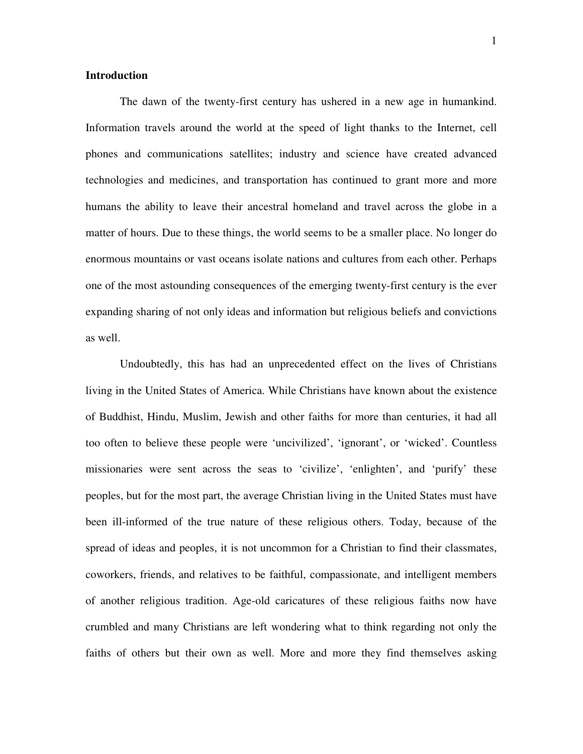## Introduction

The dawn of the twenty-first century has ushered in a new age in humankind. Information travels around the world at the speed of light thanks to the Internet, cell phones and communications satellites; industry and science have created advanced technologies and medicines, and transportation has continued to grant more and more humans the ability to leave their ancestral homeland and travel across the globe in a matter of hours. Due to these things, the world seems to be a smaller place. No longer do enormous mountains or vast oceans isolate nations and cultures from each other. Perhaps one of the most astounding consequences of the emerging twenty-first century is the ever expanding sharing of not only ideas and information but religious beliefs and convictions as well.

Undoubtedly, this has had an unprecedented effect on the lives of Christians living in the United States of America. While Christians have known about the existence of Buddhist, Hindu, Muslim, Jewish and other faiths for more than centuries, it had all too often to believe these people were 'uncivilized', 'ignorant', or 'wicked'. Countless missionaries were sent across the seas to 'civilize', 'enlighten', and 'purify' these peoples, but for the most part, the average Christian living in the United States must have been ill-informed of the true nature of these religious others. Today, because of the spread of ideas and peoples, it is not uncommon for a Christian to find their classmates, coworkers, friends, and relatives to be faithful, compassionate, and intelligent members of another religious tradition. Age-old caricatures of these religious faiths now have crumbled and many Christians are left wondering what to think regarding not only the faiths of others but their own as well. More and more they find themselves asking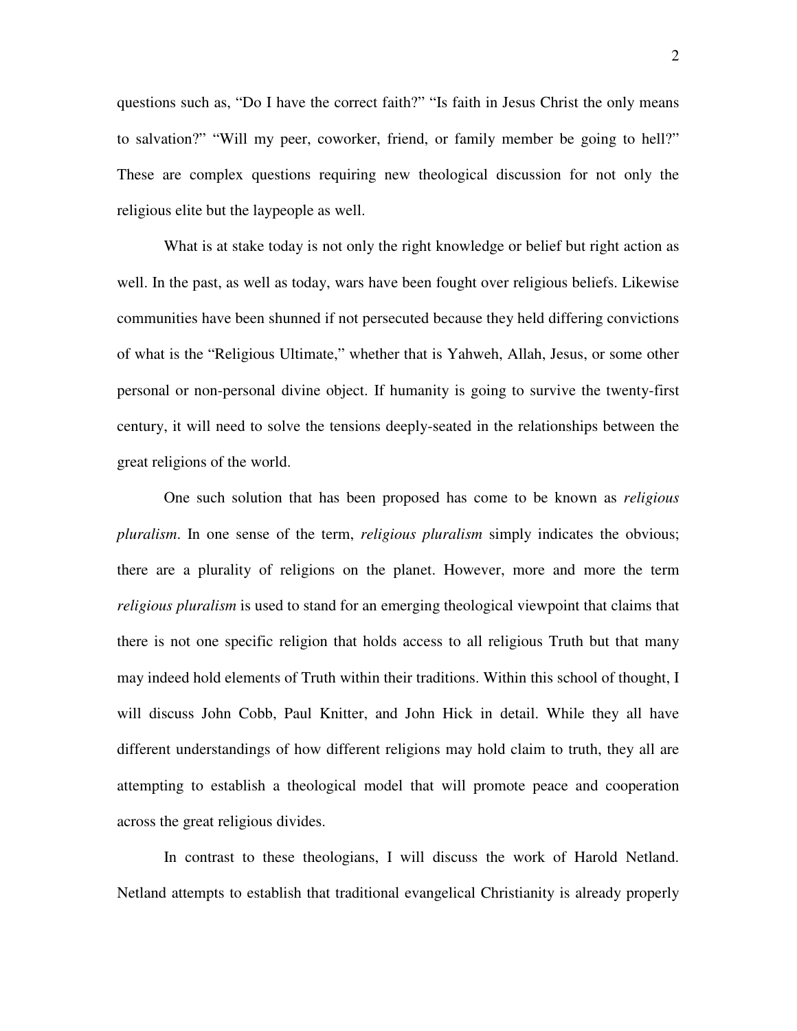questions such as, "Do I have the correct faith?" "Is faith in Jesus Christ the only means to salvation?" "Will my peer, coworker, friend, or family member be going to hell?" These are complex questions requiring new theological discussion for not only the religious elite but the laypeople as well.

What is at stake today is not only the right knowledge or belief but right action as well. In the past, as well as today, wars have been fought over religious beliefs. Likewise communities have been shunned if not persecuted because they held differing convictions of what is the "Religious Ultimate," whether that is Yahweh, Allah, Jesus, or some other personal or non-personal divine object. If humanity is going to survive the twenty-first century, it will need to solve the tensions deeply-seated in the relationships between the great religions of the world.

One such solution that has been proposed has come to be known as *religious pluralism*. In one sense of the term, *religious pluralism* simply indicates the obvious; there are a plurality of religions on the planet. However, more and more the term *religious pluralism* is used to stand for an emerging theological viewpoint that claims that there is not one specific religion that holds access to all religious Truth but that many may indeed hold elements of Truth within their traditions. Within this school of thought, I will discuss John Cobb, Paul Knitter, and John Hick in detail. While they all have different understandings of how different religions may hold claim to truth, they all are attempting to establish a theological model that will promote peace and cooperation across the great religious divides.

In contrast to these theologians, I will discuss the work of Harold Netland. Netland attempts to establish that traditional evangelical Christianity is already properly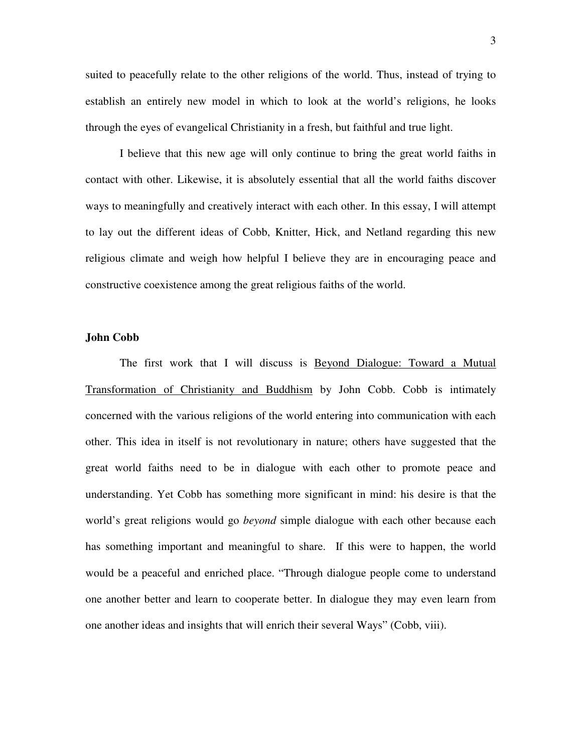suited to peacefully relate to the other religions of the world. Thus, instead of trying to establish an entirely new model in which to look at the world's religions, he looks through the eyes of evangelical Christianity in a fresh, but faithful and true light.

I believe that this new age will only continue to bring the great world faiths in contact with other. Likewise, it is absolutely essential that all the world faiths discover ways to meaningfully and creatively interact with each other. In this essay, I will attempt to lay out the different ideas of Cobb, Knitter, Hick, and Netland regarding this new religious climate and weigh how helpful I believe they are in encouraging peace and constructive coexistence among the great religious faiths of the world.

**John Cobb**

The first work that I will discuss is <u>Beyond Dialogue: Toward a Mutual Transformation of Christianity and Buddhism</u> by John Cobb. Cobb is intimately concerned with the various religions of the world entering into communication with each other. This idea in itself is not revolutionary in nature; others have suggested that the great world faiths need to be in dialogue with each other to promote peace and understanding. Yet Cobb has something more significant in mind: his desire is that the world's great religions would go *beyond* simple dialogue with each other because each has something important and meaningful to share. If this were to happen, the world would be a peaceful and enriched place. "Through dialogue people come to understand one another better and learn to cooperate better. In dialogue they may even learn from one another ideas and insights that will enrich their several Ways" (Cobb, viii).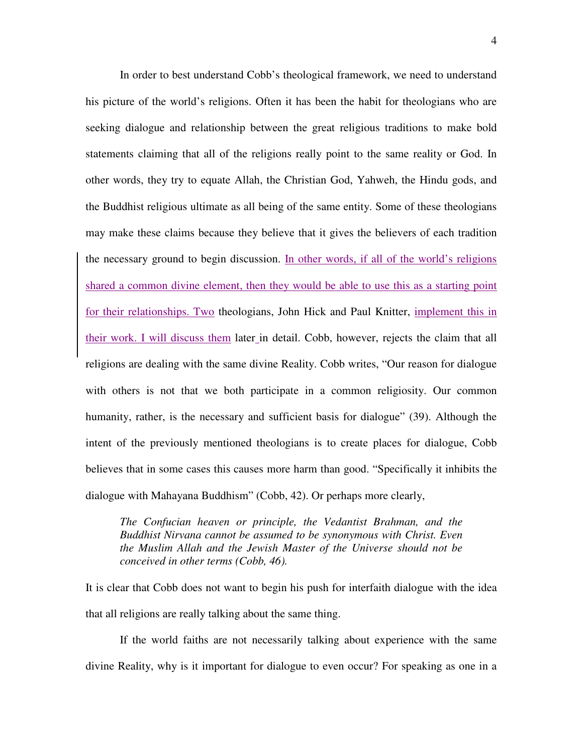In order to best understand Cobb's theological framework, we need to understand his picture of the world's religions. Often it has been the habit for theologians who are seeking dialogue and relationship between the great religious traditions to make bold statements claiming that all of the religions really point to the same reality or God. In other words, they try to equate Allah, the Christian God, Yahweh, the Hindu gods, and the Buddhist religious ultimate as all being of the same entity. Some of these theologians may make these claims because they believe that it gives the believers of each tradition the necessary ground to begin discussion. In other words, if all of the world's religions shared a common divine element, then they would be able to use this as a starting point for their relationships. Two theologians, John Hick and Paul Knitter, implement this in their work. I will discuss them later in detail. Cobb, however, rejects the claim that all religions are dealing with the same divine Reality. Cobb writes, "Our reason for dialogue with others is not that we both participate in a common religiosity. Our common humanity, rather, is the necessary and sufficient basis for dialogue" (39). Although the intent of the previously mentioned theologians is to create places for dialogue, Cobb believes that in some cases this causes more harm than good. "Specifically it inhibits the dialogue with Mahayana Buddhism" (Cobb, 42). Or perhaps more clearly,

> *The Confucian heaven or principle, the Vedantist Brahman, and the Buddhist Nirvana cannot be assumed to be synonymous with Christ. Even the Muslim Allah and the Jewish Master of the Universe should not be conceived in other terms (Cobb, 46).*

It is clear that Cobb does not want to begin his push for interfaith dialogue with the idea that all religions are really talking about the same thing.

If the world faiths are not necessarily talking about experience with the same divine Reality, why is it important for dialogue to even occur? For speaking as one in a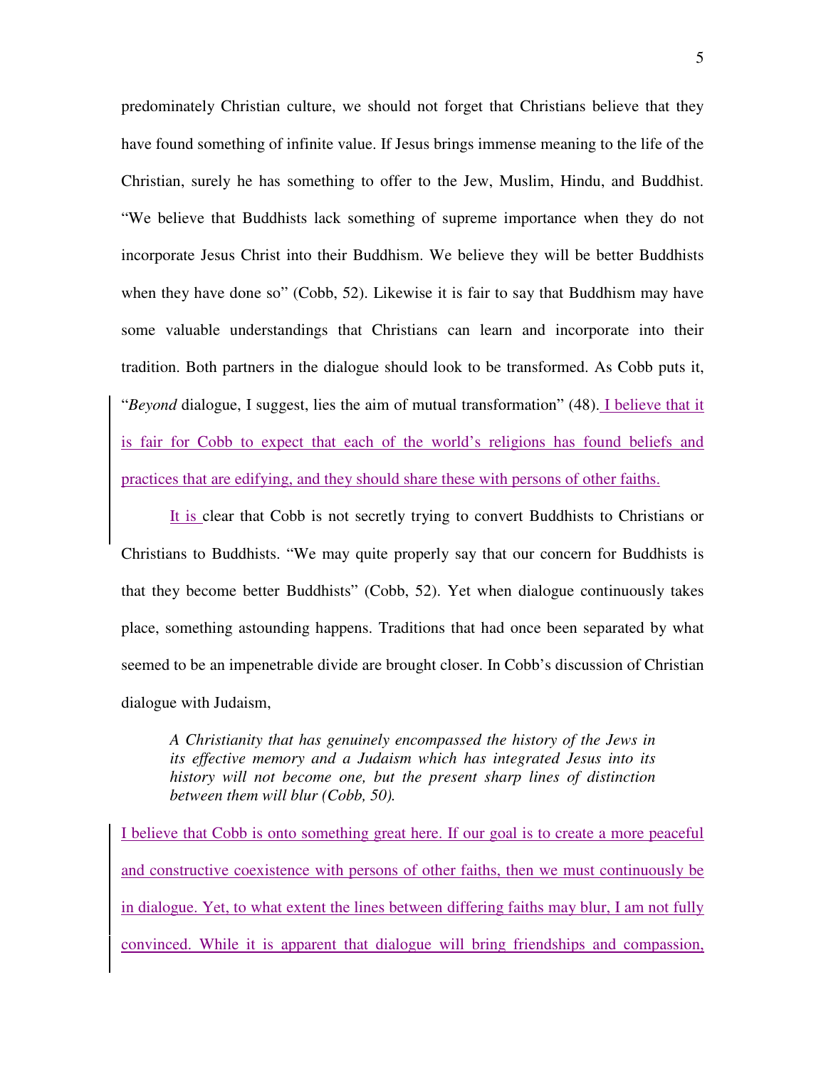predominately Christian culture, we should not forget that Christians believe that they have found something of infinite value. If Jesus brings immense meaning to the life of the Christian, surely he has something to offer to the Jew, Muslim, Hindu, and Buddhist. "We believe that Buddhists lack something of supreme importance when they do not incorporate Jesus Christ into their Buddhism. We believe they will be better Buddhists when they have done so" (Cobb, 52). Likewise it is fair to say that Buddhism may have some valuable understandings that Christians can learn and incorporate into their tradition. Both partners in the dialogue should look to be transformed. As Cobb puts it, "*Beyond* dialogue, I suggest, lies the aim of mutual transformation" (48). I believe that it is fair for Cobb to expect that each of the world's religions has found beliefs and practices that are edifying, and they should share these with persons of other faiths.

It is clear that Cobb is not secretly trying to convert Buddhists to Christians or Christians to Buddhists. "We may quite properly say that our concern for Buddhists is that they become better Buddhists" (Cobb, 52). Yet when dialogue continuously takes place, something astounding happens. Traditions that had once been separated by what seemed to be an impenetrable divide are brought closer. In Cobb's discussion of Christian dialogue with Judaism,

> *A Christianity that has genuinely encompassed the history of the Jews in its effective memory and a Judaism which has integrated Jesus into its history will not become one, but the present sharp lines of distinction between them will blur (Cobb, 50).*

I believe that Cobb is onto something great here. If our goal is to create a more peaceful and constructive coexistence with persons of other faiths, then we must continuously be in dialogue. Yet, to what extent the lines between differing faiths may blur, I am not fully convinced. While it is apparent that dialogue will bring friendships and compassion,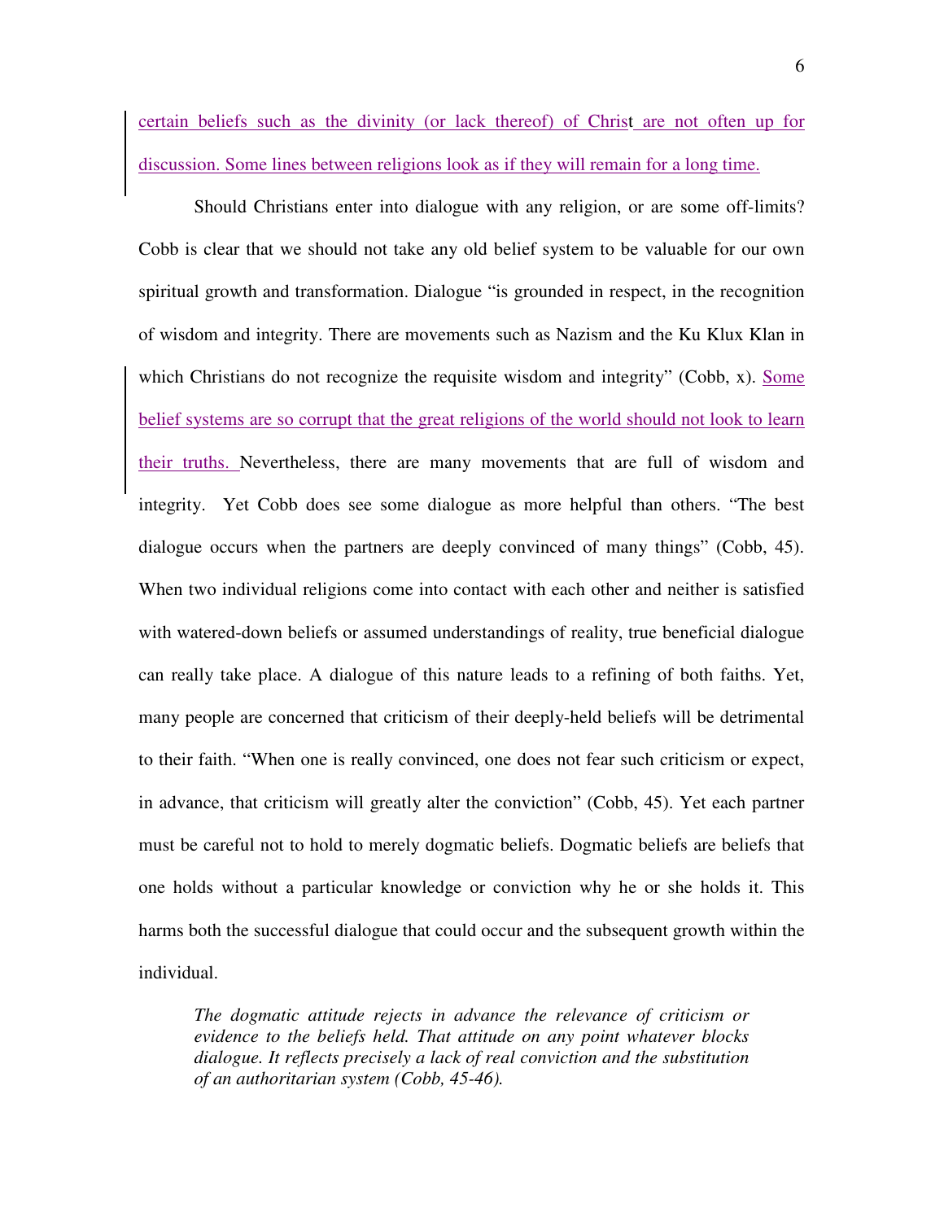certain beliefs such as the divinity (or lack thereof) of Christ are not often up for discussion. Some lines between religions look as if they will remain for a long time.

Should Christians enter into dialogue with any religion, or are some off-limits? Cobb is clear that we should not take any old belief system to be valuable for our own spiritual growth and transformation. Dialogue "is grounded in respect, in the recognition of wisdom and integrity. There are movements such as Nazism and the Ku Klux Klan in which Christians do not recognize the requisite wisdom and integrity" (Cobb, x). Some belief systems are so corrupt that the great religions of the world should not look to learn their truths. Nevertheless, there are many movements that are full of wisdom and integrity. Yet Cobb does see some dialogue as more helpful than others. "The best dialogue occurs when the partners are deeply convinced of many things" (Cobb, 45). When two individual religions come into contact with each other and neither is satisfied with watered-down beliefs or assumed understandings of reality, true beneficial dialogue can really take place. A dialogue of this nature leads to a refining of both faiths. Yet, many people are concerned that criticism of their deeply-held beliefs will be detrimental to their faith. "When one is really convinced, one does not fear such criticism or expect, in advance, that criticism will greatly alter the conviction" (Cobb, 45). Yet each partner must be careful not to hold to merely dogmatic beliefs. Dogmatic beliefs are beliefs that one holds without a particular knowledge or conviction why he or she holds it. This harms both the successful dialogue that could occur and the subsequent growth within the individual.

> *The dogmatic attitude rejects in advance the relevance of criticism or evidence to the beliefs held. That attitude on any point whatever blocks dialogue. It reflects precisely a lack of real conviction and the substitution of an authoritarian system (Cobb, 45-46).*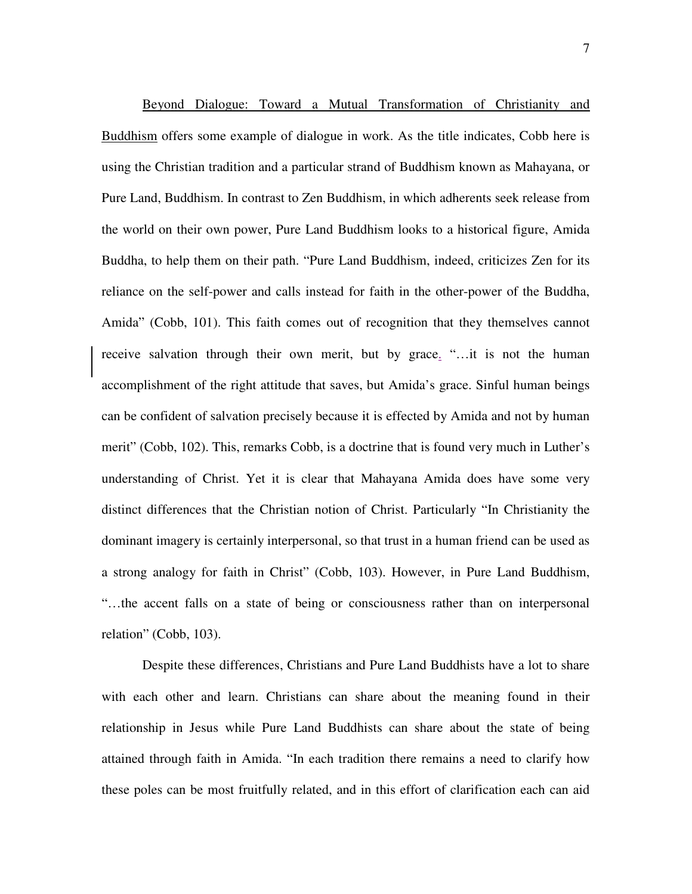Beyond Dialogue: Toward a Mutual Transformation of Christianity and Buddhism offers some example of dialogue in work. As the title indicates, Cobb here is using the Christian tradition and a particular strand of Buddhism known as Mahayana, or Pure Land, Buddhism. In contrast to Zen Buddhism, in which adherents seek release from the world on their own power, Pure Land Buddhism looks to a historical figure, Amida Buddha, to help them on their path. "Pure Land Buddhism, indeed, criticizes Zen for its reliance on the self-power and calls instead for faith in the other-power of the Buddha, Amida" (Cobb, 101). This faith comes out of recognition that they themselves cannot receive salvation through their own merit, but by grace. "…it is not the human accomplishment of the right attitude that saves, but Amida's grace. Sinful human beings can be confident of salvation precisely because it is effected by Amida and not by human merit" (Cobb, 102). This, remarks Cobb, is a doctrine that is found very much in Luther's understanding of Christ. Yet it is clear that Mahayana Amida does have some very distinct differences that the Christian notion of Christ. Particularly "In Christianity the dominant imagery is certainly interpersonal, so that trust in a human friend can be used as a strong analogy for faith in Christ" (Cobb, 103). However, in Pure Land Buddhism, "…the accent falls on a state of being or consciousness rather than on interpersonal relation" (Cobb, 103).

Despite these differences, Christians and Pure Land Buddhists have a lot to share with each other and learn. Christians can share about the meaning found in their relationship in Jesus while Pure Land Buddhists can share about the state of being attained through faith in Amida. "In each tradition there remains a need to clarify how these poles can be most fruitfully related, and in this effort of clarification each can aid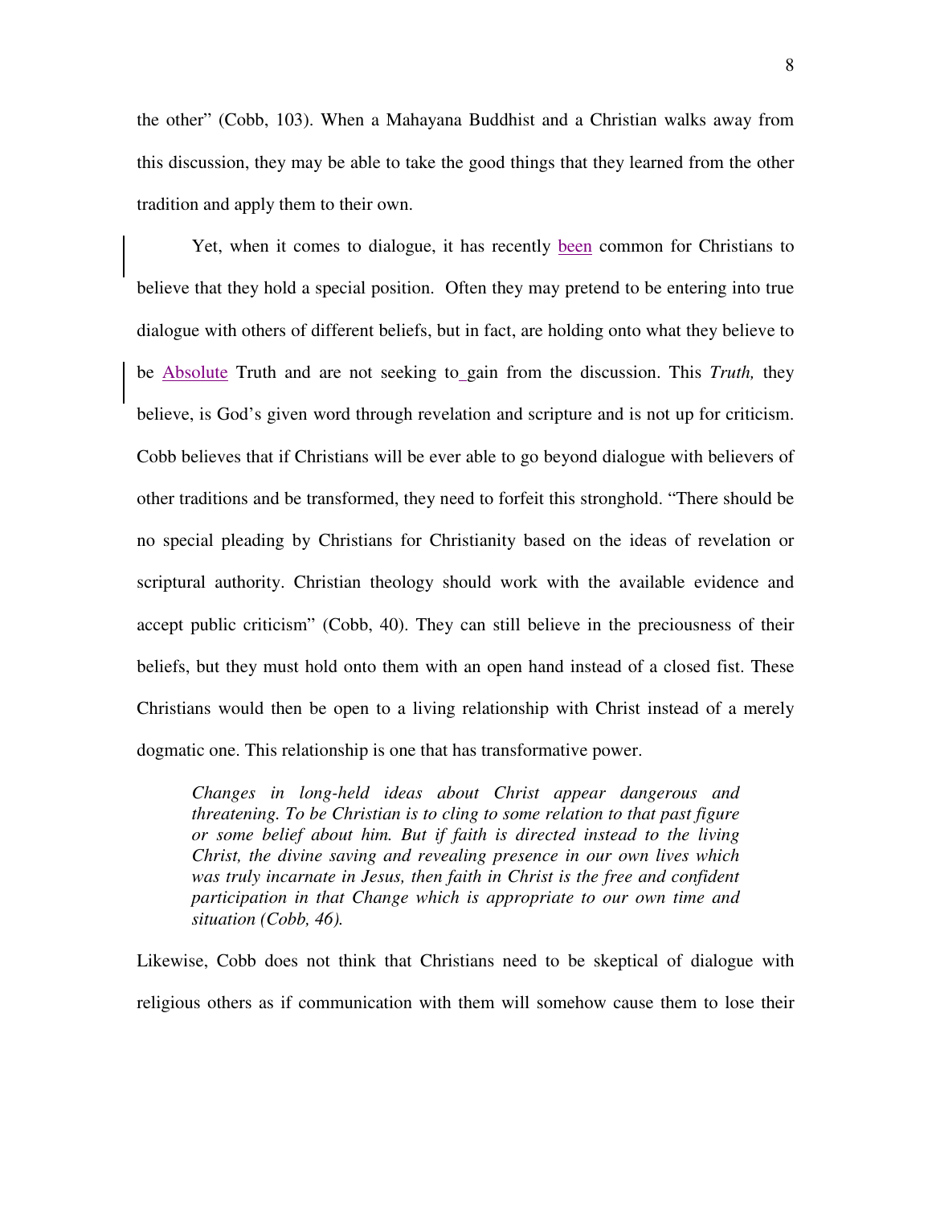the other" (Cobb, 103). When a Mahayana Buddhist and a Christian walks away from this discussion, they may be able to take the good things that they learned from the other tradition and apply them to their own.

Yet, when it comes to dialogue, it has recently been common for Christians to believe that they hold a special position. Often they may pretend to be entering into true dialogue with others of different beliefs, but in fact, are holding onto what they believe to be Absolute Truth and are not seeking to gain from the discussion. This *Truth,* they believe, is God's given word through revelation and scripture and is not up for criticism. Cobb believes that if Christians will be ever able to go beyond dialogue with believers of other traditions and be transformed, they need to forfeit this stronghold. "There should be no special pleading by Christians for Christianity based on the ideas of revelation or scriptural authority. Christian theology should work with the available evidence and accept public criticism" (Cobb, 40). They can still believe in the preciousness of their beliefs, but they must hold onto them with an open hand instead of a closed fist. These Christians would then be open to a living relationship with Christ instead of a merely dogmatic one. This relationship is one that has transformative power.

> *Changes in long-held ideas about Christ appear dangerous and threatening. To be Christian is to cling to some relation to that past figure or some belief about him. But if faith is directed instead to the living Christ, the divine saving and revealing presence in our own lives which was truly incarnate in Jesus, then faith in Christ is the free and confident participation in that Change which is appropriate to our own time and situation (Cobb, 46).*

Likewise, Cobb does not think that Christians need to be skeptical of dialogue with religious others as if communication with them will somehow cause them to lose their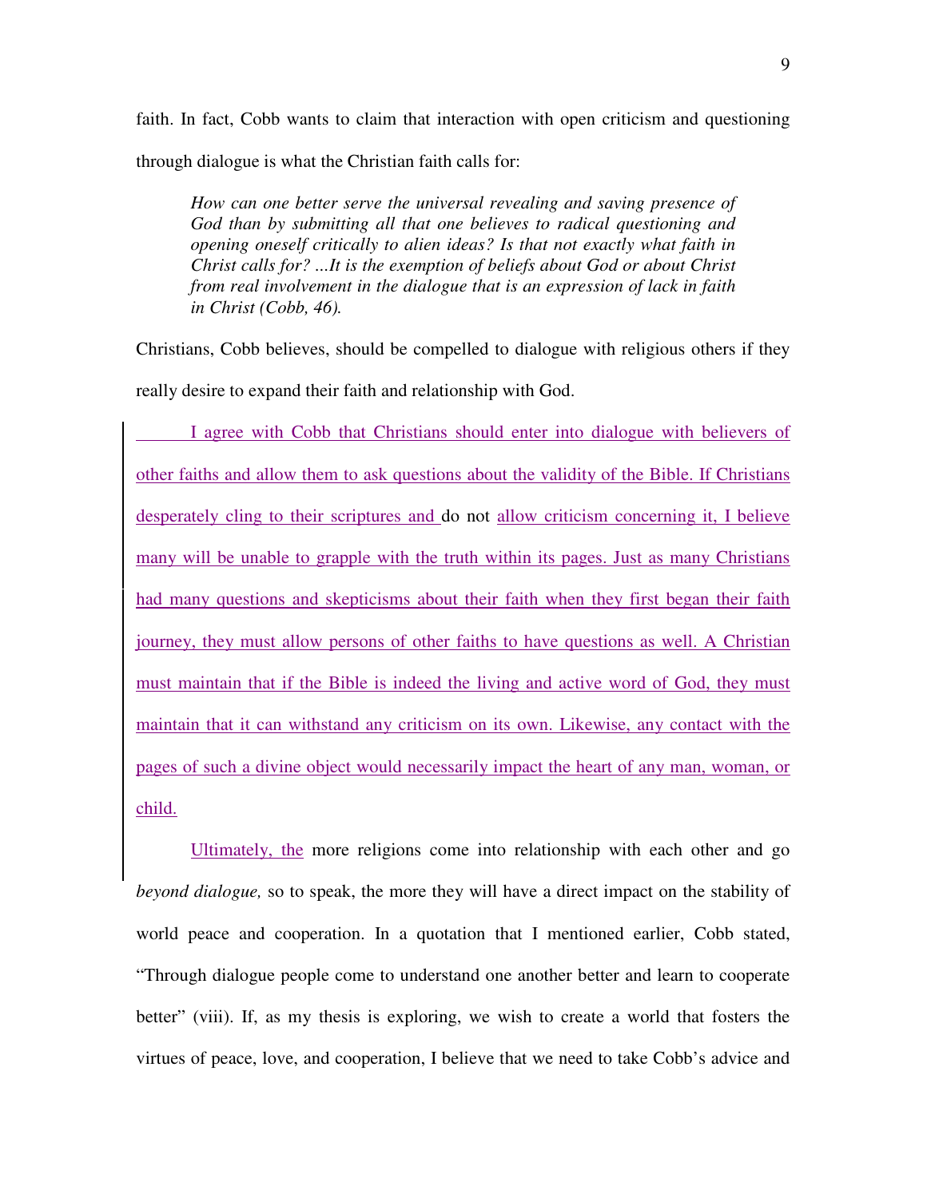faith. In fact, Cobb wants to claim that interaction with open criticism and questioning through dialogue is what the Christian faith calls for:

> *How can one better serve the universal revealing and saving presence of God than by submitting all that one believes to radical questioning and opening oneself critically to alien ideas? Is that not exactly what faith in Christ calls for? ...It is the exemption of beliefs about God or about Christ from real involvement in the dialogue that is an expression of lack in faith in Christ (Cobb, 46).*

Christians, Cobb believes, should be compelled to dialogue with religious others if they really desire to expand their faith and relationship with God.

I agree with Cobb that Christians should enter into dialogue with believers of other faiths and allow them to ask questions about the validity of the Bible. If Christians desperately cling to their scriptures and do not allow criticism concerning it, I believe many will be unable to grapple with the truth within its pages. Just as many Christians had many questions and skepticisms about their faith when they first began their faith journey, they must allow persons of other faiths to have questions as well. A Christian must maintain that if the Bible is indeed the living and active word of God, they must maintain that it can withstand any criticism on its own. Likewise, any contact with the pages of such a divine object would necessarily impact the heart of any man, woman, or child.

Ultimately, the more religions come into relationship with each other and go *beyond dialogue,* so to speak, the more they will have a direct impact on the stability of world peace and cooperation. In a quotation that I mentioned earlier, Cobb stated, "Through dialogue people come to understand one another better and learn to cooperate better" (viii). If, as my thesis is exploring, we wish to create a world that fosters the virtues of peace, love, and cooperation, I believe that we need to take Cobb's advice and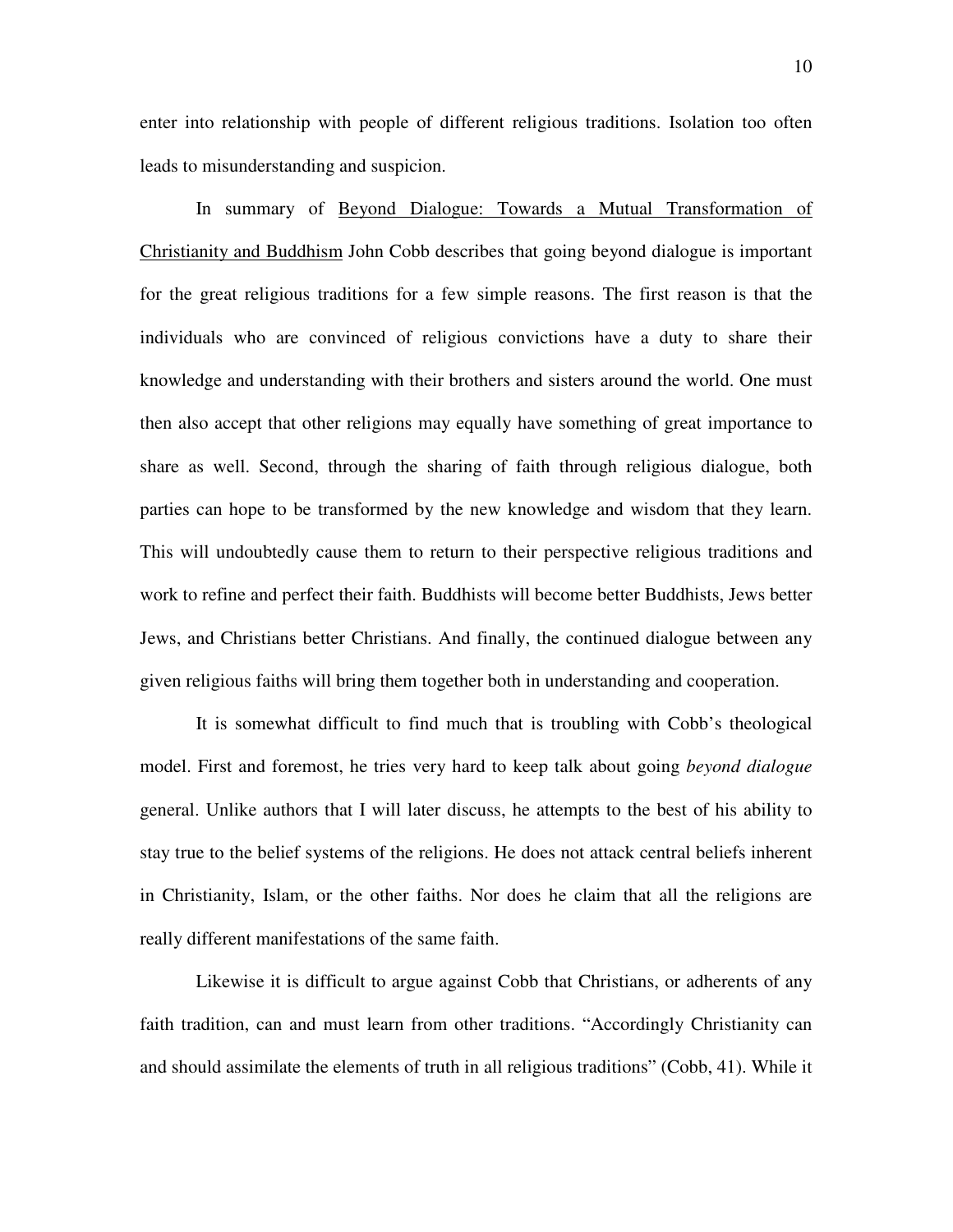enter into relationship with people of different religious traditions. Isolation too often leads to misunderstanding and suspicion.

In summary of <u>Beyond Dialogue: Towards a Mutual Transformation of Christianity and Buddhism</u> John Cobb describes that going beyond dialogue is important for the great religious traditions for a few simple reasons. The first reason is that the individuals who are convinced of religious convictions have a duty to share their knowledge and understanding with their brothers and sisters around the world. One must then also accept that other religions may equally have something of great importance to share as well. Second, through the sharing of faith through religious dialogue, both parties can hope to be transformed by the new knowledge and wisdom that they learn. This will undoubtedly cause them to return to their perspective religious traditions and work to refine and perfect their faith. Buddhists will become better Buddhists, Jews better Jews, and Christians better Christians. And finally, the continued dialogue between any given religious faiths will bring them together both in understanding and cooperation.

It is somewhat difficult to find much that is troubling with Cobb's theological model. First and foremost, he tries very hard to keep talk about going *beyond dialogue* general. Unlike authors that I will later discuss, he attempts to the best of his ability to stay true to the belief systems of the religions. He does not attack central beliefs inherent in Christianity, Islam, or the other faiths. Nor does he claim that all the religions are really different manifestations of the same faith.

Likewise it is difficult to argue against Cobb that Christians, or adherents of any faith tradition, can and must learn from other traditions. "Accordingly Christianity can and should assimilate the elements of truth in all religious traditions" (Cobb, 41). While it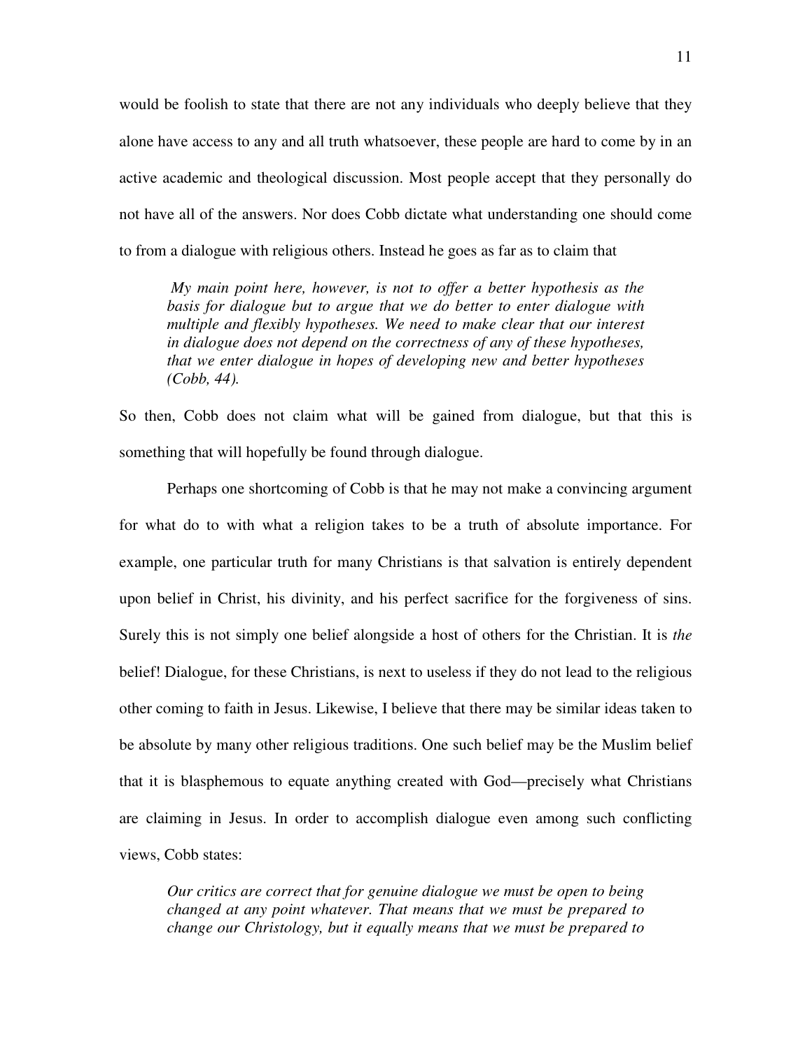would be foolish to state that there are not any individuals who deeply believe that they alone have access to any and all truth whatsoever, these people are hard to come by in an active academic and theological discussion. Most people accept that they personally do not have all of the answers. Nor does Cobb dictate what understanding one should come to from a dialogue with religious others. Instead he goes as far as to claim that

> *My main point here, however, is not to offer a better hypothesis as the basis for dialogue but to argue that we do better to enter dialogue with multiple and flexibly hypotheses. We need to make clear that our interest in dialogue does not depend on the correctness of any of these hypotheses, that we enter dialogue in hopes of developing new and better hypotheses (Cobb, 44).*

So then, Cobb does not claim what will be gained from dialogue, but that this is something that will hopefully be found through dialogue.

Perhaps one shortcoming of Cobb is that he may not make a convincing argument for what do to with what a religion takes to be a truth of absolute importance. For example, one particular truth for many Christians is that salvation is entirely dependent upon belief in Christ, his divinity, and his perfect sacrifice for the forgiveness of sins. Surely this is not simply one belief alongside a host of others for the Christian. It is *the* belief! Dialogue, for these Christians, is next to useless if they do not lead to the religious other coming to faith in Jesus. Likewise, I believe that there may be similar ideas taken to be absolute by many other religious traditions. One such belief may be the Muslim belief that it is blasphemous to equate anything created with God—precisely what Christians are claiming in Jesus. In order to accomplish dialogue even among such conflicting views, Cobb states:

> *Our critics are correct that for genuine dialogue we must be open to being changed at any point whatever. That means that we must be prepared to change our Christology, but it equally means that we must be prepared to*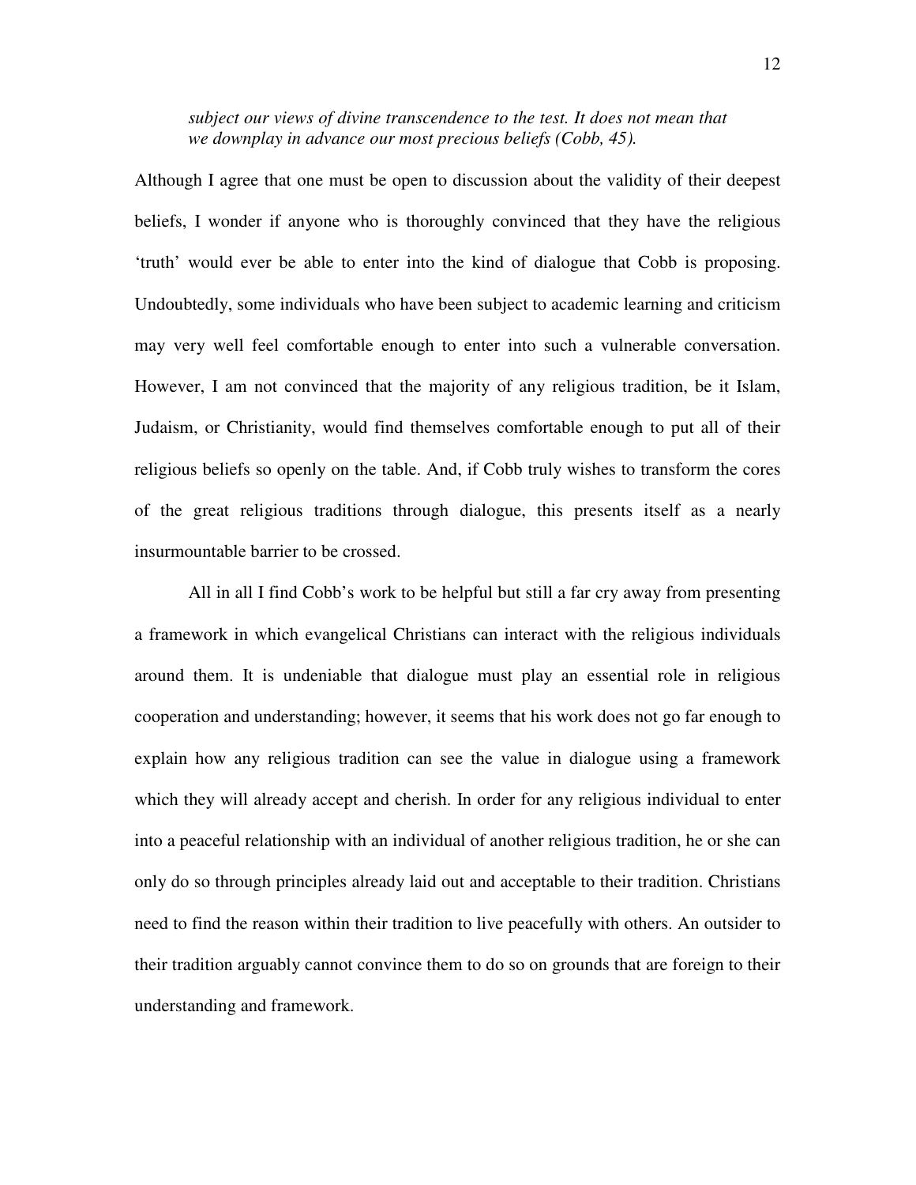> *subject our views of divine transcendence to the test. It does not mean that we downplay in advance our most precious beliefs (Cobb, 45).*

Although I agree that one must be open to discussion about the validity of their deepest beliefs, I wonder if anyone who is thoroughly convinced that they have the religious 'truth' would ever be able to enter into the kind of dialogue that Cobb is proposing. Undoubtedly, some individuals who have been subject to academic learning and criticism may very well feel comfortable enough to enter into such a vulnerable conversation. However, I am not convinced that the majority of any religious tradition, be it Islam, Judaism, or Christianity, would find themselves comfortable enough to put all of their religious beliefs so openly on the table. And, if Cobb truly wishes to transform the cores of the great religious traditions through dialogue, this presents itself as a nearly insurmountable barrier to be crossed.

All in all I find Cobb's work to be helpful but still a far cry away from presenting a framework in which evangelical Christians can interact with the religious individuals around them. It is undeniable that dialogue must play an essential role in religious cooperation and understanding; however, it seems that his work does not go far enough to explain how any religious tradition can see the value in dialogue using a framework which they will already accept and cherish. In order for any religious individual to enter into a peaceful relationship with an individual of another religious tradition, he or she can only do so through principles already laid out and acceptable to their tradition. Christians need to find the reason within their tradition to live peacefully with others. An outsider to their tradition arguably cannot convince them to do so on grounds that are foreign to their understanding and framework.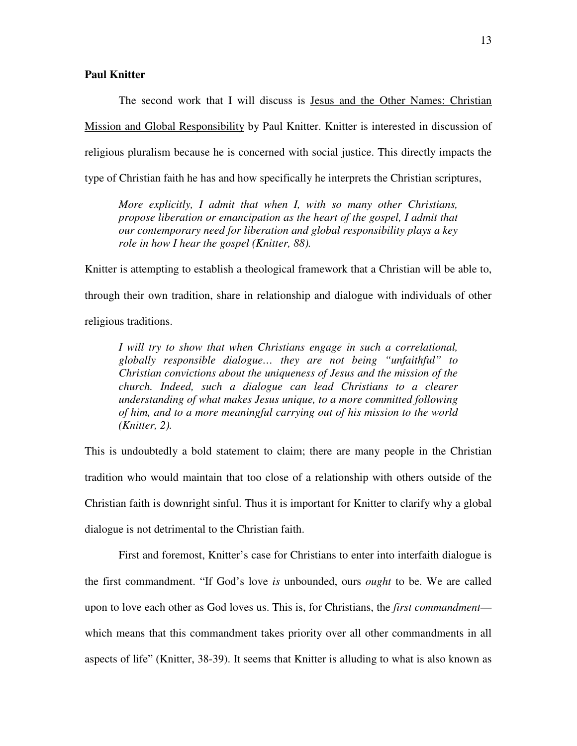**Paul Knitter**

The second work that I will discuss is Jesus and the Other Names: Christian Mission and Global Responsibility by Paul Knitter. Knitter is interested in discussion of religious pluralism because he is concerned with social justice. This directly impacts the type of Christian faith he has and how specifically he interprets the Christian scriptures,

> *More explicitly, I admit that when I, with so many other Christians, propose liberation or emancipation as the heart of the gospel, I admit that our contemporary need for liberation and global responsibility plays a key role in how I hear the gospel (Knitter, 88).*

Knitter is attempting to establish a theological framework that a Christian will be able to, through their own tradition, share in relationship and dialogue with individuals of other religious traditions.

> *I will try to show that when Christians engage in such a correlational, globally responsible dialogue… they are not being "unfaithful" to Christian convictions about the uniqueness of Jesus and the mission of the church. Indeed, such a dialogue can lead Christians to a clearer understanding of what makes Jesus unique, to a more committed following of him, and to a more meaningful carrying out of his mission to the world (Knitter, 2).*

This is undoubtedly a bold statement to claim; there are many people in the Christian tradition who would maintain that too close of a relationship with others outside of the Christian faith is downright sinful. Thus it is important for Knitter to clarify why a global dialogue is not detrimental to the Christian faith.

First and foremost, Knitter's case for Christians to enter into interfaith dialogue is the first commandment. "If God's love *is* unbounded, ours *ought* to be. We are called upon to love each other as God loves us. This is, for Christians, the *first commandment*—which means that this commandment takes priority over all other commandments in all aspects of life" (Knitter, 38-39). It seems that Knitter is alluding to what is also known as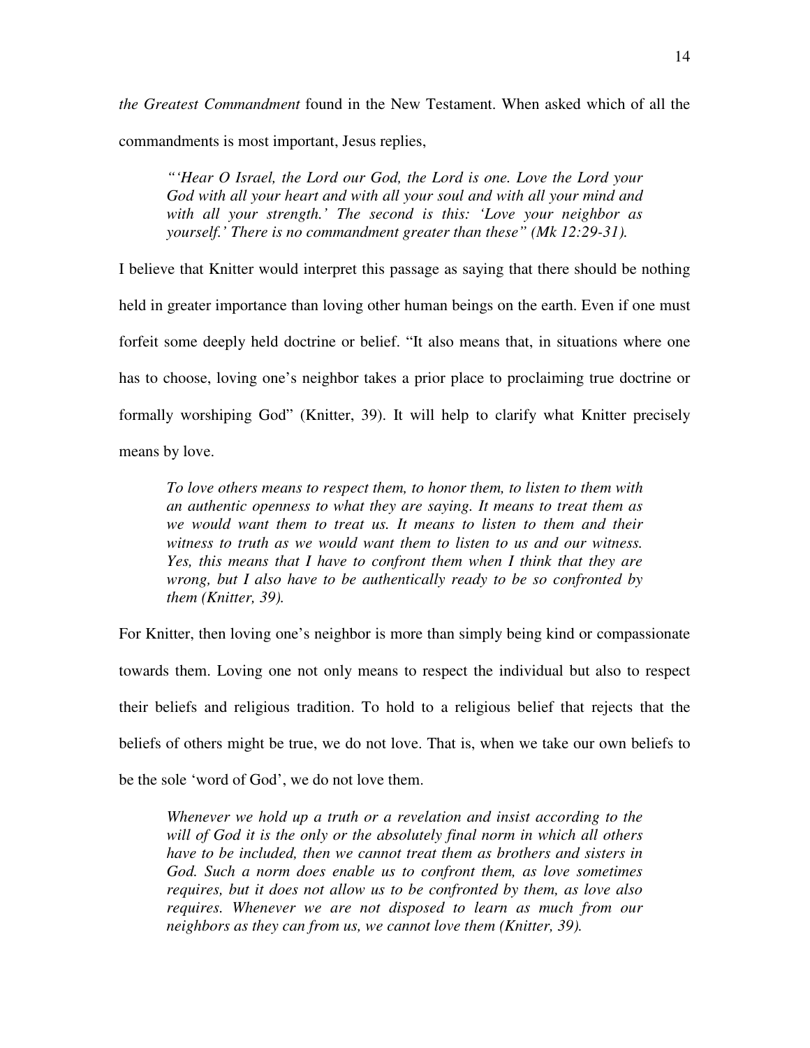*the Greatest Commandment* found in the New Testament. When asked which of all the commandments is most important, Jesus replies,

> *"'Hear O Israel, the Lord our God, the Lord is one. Love the Lord your God with all your heart and with all your soul and with all your mind and with all your strength.' The second is this: 'Love your neighbor as yourself.' There is no commandment greater than these" (Mk 12:29-31).*

I believe that Knitter would interpret this passage as saying that there should be nothing held in greater importance than loving other human beings on the earth. Even if one must forfeit some deeply held doctrine or belief. "It also means that, in situations where one has to choose, loving one's neighbor takes a prior place to proclaiming true doctrine or formally worshiping God" (Knitter, 39). It will help to clarify what Knitter precisely means by love.

> *To love others means to respect them, to honor them, to listen to them with an authentic openness to what they are saying. It means to treat them as we would want them to treat us. It means to listen to them and their witness to truth as we would want them to listen to us and our witness. Yes, this means that I have to confront them when I think that they are wrong, but I also have to be authentically ready to be so confronted by them (Knitter, 39).*

For Knitter, then loving one's neighbor is more than simply being kind or compassionate towards them. Loving one not only means to respect the individual but also to respect their beliefs and religious tradition. To hold to a religious belief that rejects that the beliefs of others might be true, we do not love. That is, when we take our own beliefs to be the sole 'word of God', we do not love them.

> *Whenever we hold up a truth or a revelation and insist according to the will of God it is the only or the absolutely final norm in which all others have to be included, then we cannot treat them as brothers and sisters in God. Such a norm does enable us to confront them, as love sometimes requires, but it does not allow us to be confronted by them, as love also requires. Whenever we are not disposed to learn as much from our neighbors as they can from us, we cannot love them (Knitter, 39).*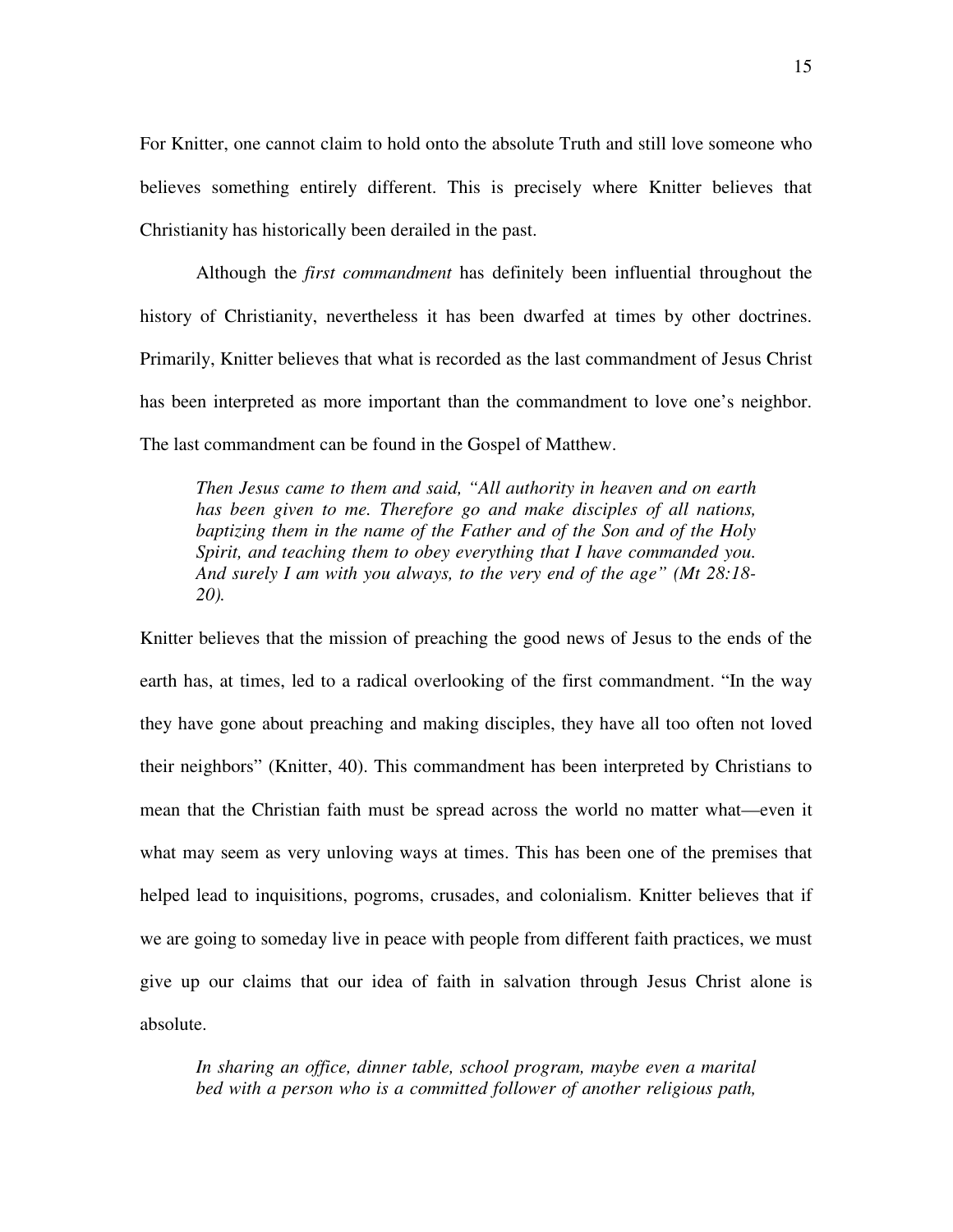For Knitter, one cannot claim to hold onto the absolute Truth and still love someone who believes something entirely different. This is precisely where Knitter believes that Christianity has historically been derailed in the past.

Although the *first commandment* has definitely been influential throughout the history of Christianity, nevertheless it has been dwarfed at times by other doctrines. Primarily, Knitter believes that what is recorded as the last commandment of Jesus Christ has been interpreted as more important than the commandment to love one's neighbor. The last commandment can be found in the Gospel of Matthew.

> *Then Jesus came to them and said, "All authority in heaven and on earth has been given to me. Therefore go and make disciples of all nations, baptizing them in the name of the Father and of the Son and of the Holy Spirit, and teaching them to obey everything that I have commanded you. And surely I am with you always, to the very end of the age" (Mt 28:18-20).*

Knitter believes that the mission of preaching the good news of Jesus to the ends of the earth has, at times, led to a radical overlooking of the first commandment. "In the way they have gone about preaching and making disciples, they have all too often not loved their neighbors" (Knitter, 40). This commandment has been interpreted by Christians to mean that the Christian faith must be spread across the world no matter what—even it what may seem as very unloving ways at times. This has been one of the premises that helped lead to inquisitions, pogroms, crusades, and colonialism. Knitter believes that if we are going to someday live in peace with people from different faith practices, we must give up our claims that our idea of faith in salvation through Jesus Christ alone is absolute.

> *In sharing an office, dinner table, school program, maybe even a marital bed with a person who is a committed follower of another religious path,*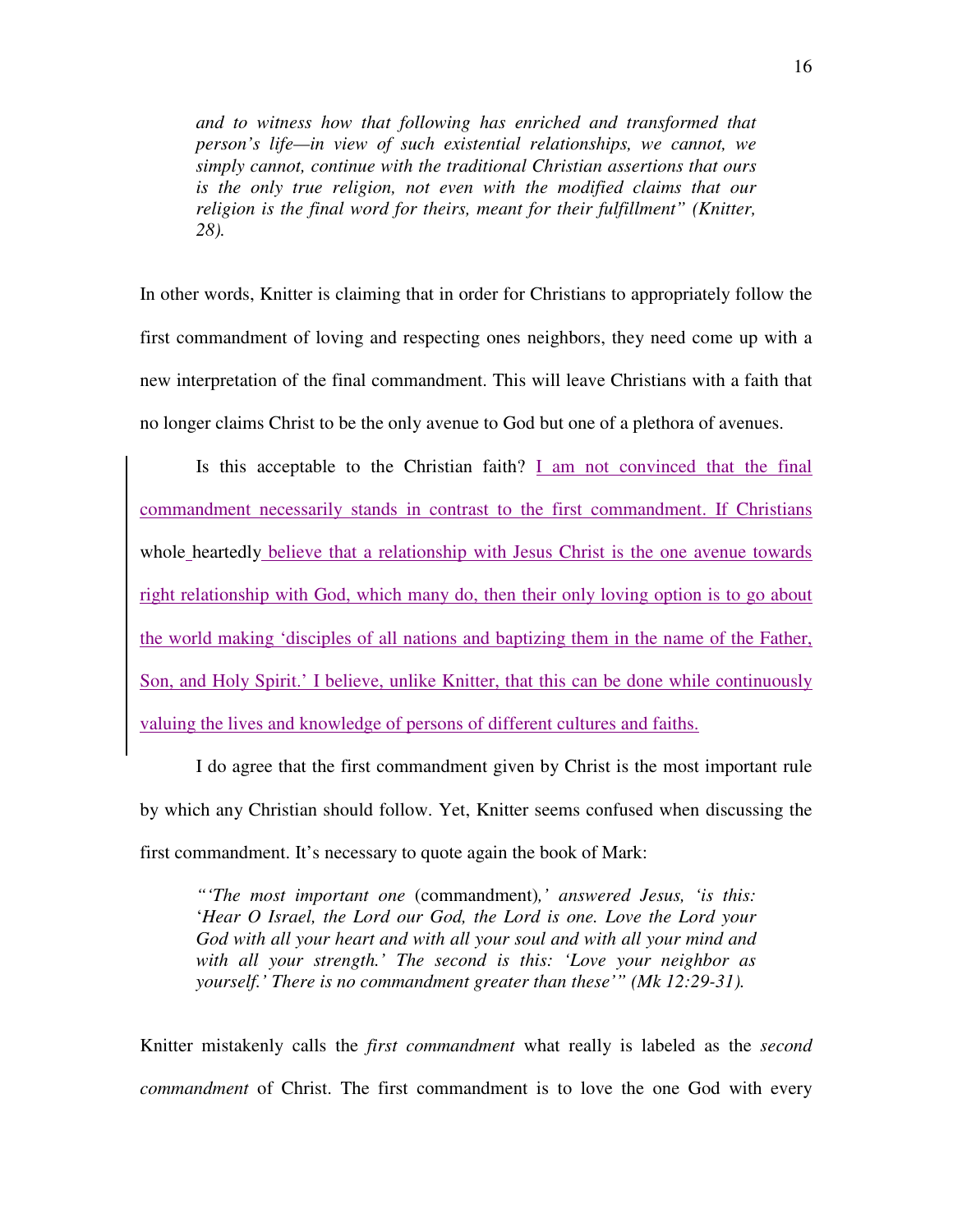> *and to witness how that following has enriched and transformed that person's life—in view of such existential relationships, we cannot, we simply cannot, continue with the traditional Christian assertions that ours is the only true religion, not even with the modified claims that our religion is the final word for theirs, meant for their fulfillment" (Knitter, 28).*

In other words, Knitter is claiming that in order for Christians to appropriately follow the first commandment of loving and respecting ones neighbors, they need come up with a new interpretation of the final commandment. This will leave Christians with a faith that no longer claims Christ to be the only avenue to God but one of a plethora of avenues.

Is this acceptable to the Christian faith? I am not convinced that the final commandment necessarily stands in contrast to the first commandment. If Christians whole heartedly believe that a relationship with Jesus Christ is the one avenue towards right relationship with God, which many do, then their only loving option is to go about the world making 'disciples of all nations and baptizing them in the name of the Father, Son, and Holy Spirit.' I believe, unlike Knitter, that this can be done while continuously valuing the lives and knowledge of persons of different cultures and faiths.

I do agree that the first commandment given by Christ is the most important rule by which any Christian should follow. Yet, Knitter seems confused when discussing the first commandment. It's necessary to quote again the book of Mark:

> *"'The most important one* (commandment)*,' answered Jesus, 'is this: 'Hear O Israel, the Lord our God, the Lord is one. Love the Lord your God with all your heart and with all your soul and with all your mind and with all your strength.' The second is this: 'Love your neighbor as yourself.' There is no commandment greater than these'" (Mk 12:29-31).*

Knitter mistakenly calls the *first commandment* what really is labeled as the *second commandment* of Christ. The first commandment is to love the one God with every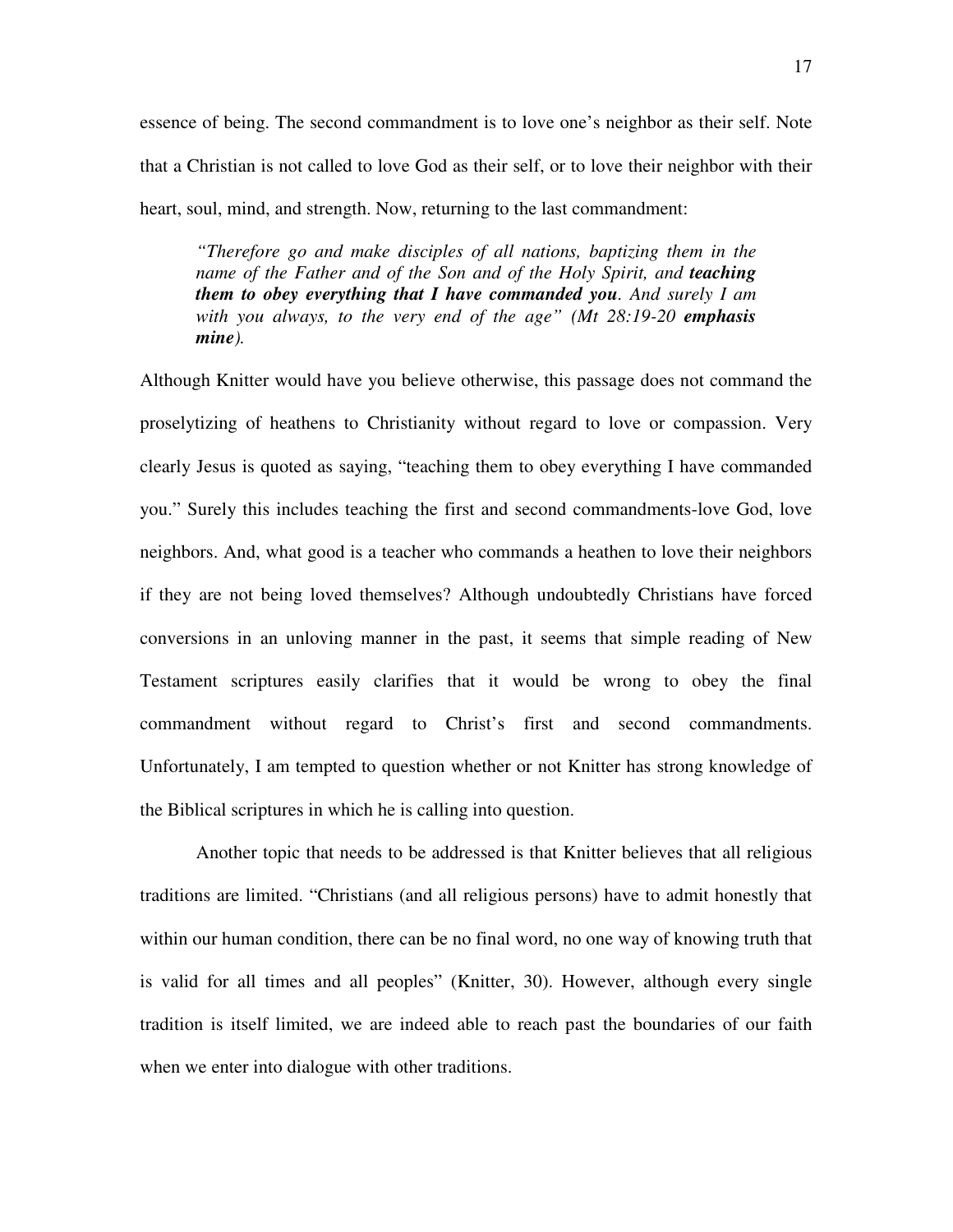essence of being. The second commandment is to love one's neighbor as their self. Note that a Christian is not called to love God as their self, or to love their neighbor with their heart, soul, mind, and strength. Now, returning to the last commandment:

> *"Therefore go and make disciples of all nations, baptizing them in the name of the Father and of the Son and of the Holy Spirit, and* ***teaching them to obey everything that I have commanded you****. And surely I am with you always, to the very end of the age" (Mt 28:19-20* ***emphasis mine****).*

Although Knitter would have you believe otherwise, this passage does not command the proselytizing of heathens to Christianity without regard to love or compassion. Very clearly Jesus is quoted as saying, "teaching them to obey everything I have commanded you." Surely this includes teaching the first and second commandments-love God, love neighbors. And, what good is a teacher who commands a heathen to love their neighbors if they are not being loved themselves? Although undoubtedly Christians have forced conversions in an unloving manner in the past, it seems that simple reading of New Testament scriptures easily clarifies that it would be wrong to obey the final commandment without regard to Christ's first and second commandments. Unfortunately, I am tempted to question whether or not Knitter has strong knowledge of the Biblical scriptures in which he is calling into question.

Another topic that needs to be addressed is that Knitter believes that all religious traditions are limited. "Christians (and all religious persons) have to admit honestly that within our human condition, there can be no final word, no one way of knowing truth that is valid for all times and all peoples" (Knitter, 30). However, although every single tradition is itself limited, we are indeed able to reach past the boundaries of our faith when we enter into dialogue with other traditions.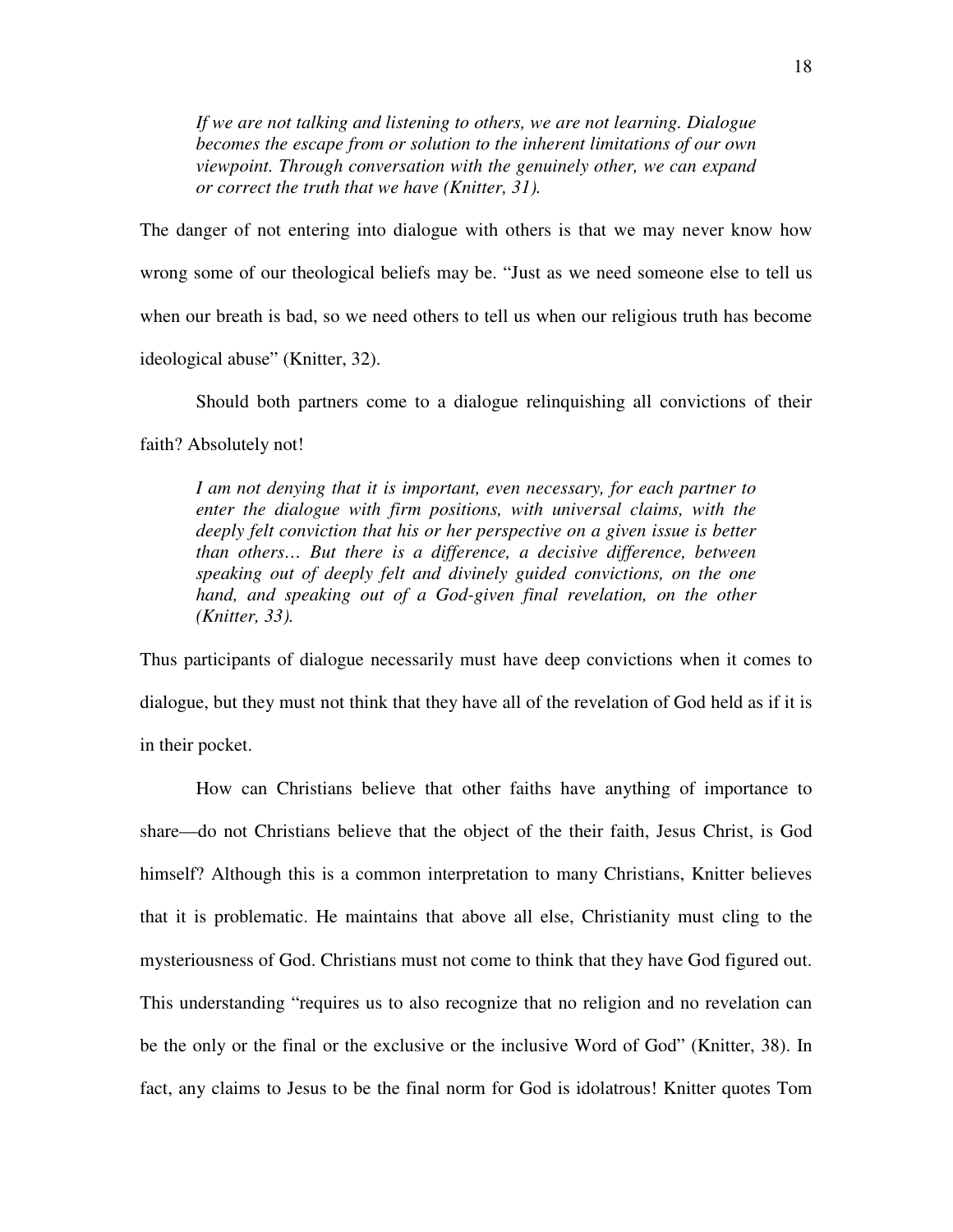> *If we are not talking and listening to others, we are not learning. Dialogue becomes the escape from or solution to the inherent limitations of our own viewpoint. Through conversation with the genuinely other, we can expand or correct the truth that we have (Knitter, 31).*

The danger of not entering into dialogue with others is that we may never know how wrong some of our theological beliefs may be. "Just as we need someone else to tell us when our breath is bad, so we need others to tell us when our religious truth has become ideological abuse" (Knitter, 32).

Should both partners come to a dialogue relinquishing all convictions of their faith? Absolutely not!

> *I am not denying that it is important, even necessary, for each partner to enter the dialogue with firm positions, with universal claims, with the deeply felt conviction that his or her perspective on a given issue is better than others… But there is a difference, a decisive difference, between speaking out of deeply felt and divinely guided convictions, on the one hand, and speaking out of a God-given final revelation, on the other (Knitter, 33).*

Thus participants of dialogue necessarily must have deep convictions when it comes to dialogue, but they must not think that they have all of the revelation of God held as if it is in their pocket.

How can Christians believe that other faiths have anything of importance to share—do not Christians believe that the object of the their faith, Jesus Christ, is God himself? Although this is a common interpretation to many Christians, Knitter believes that it is problematic. He maintains that above all else, Christianity must cling to the mysteriousness of God. Christians must not come to think that they have God figured out. This understanding "requires us to also recognize that no religion and no revelation can be the only or the final or the exclusive or the inclusive Word of God" (Knitter, 38). In fact, any claims to Jesus to be the final norm for God is idolatrous! Knitter quotes Tom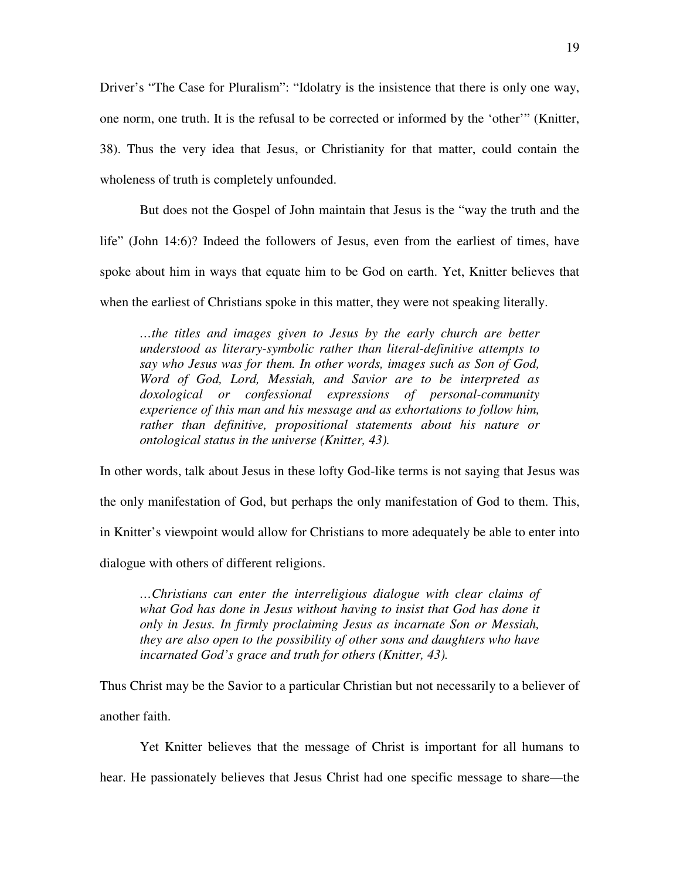Driver's "The Case for Pluralism": "Idolatry is the insistence that there is only one way, one norm, one truth. It is the refusal to be corrected or informed by the 'other'" (Knitter, 38). Thus the very idea that Jesus, or Christianity for that matter, could contain the wholeness of truth is completely unfounded.

But does not the Gospel of John maintain that Jesus is the "way the truth and the life" (John 14:6)? Indeed the followers of Jesus, even from the earliest of times, have spoke about him in ways that equate him to be God on earth. Yet, Knitter believes that when the earliest of Christians spoke in this matter, they were not speaking literally.

> *…the titles and images given to Jesus by the early church are better understood as literary-symbolic rather than literal-definitive attempts to say who Jesus was for them. In other words, images such as Son of God, Word of God, Lord, Messiah, and Savior are to be interpreted as doxological or confessional expressions of personal-community experience of this man and his message and as exhortations to follow him, rather than definitive, propositional statements about his nature or ontological status in the universe (Knitter, 43).*

In other words, talk about Jesus in these lofty God-like terms is not saying that Jesus was the only manifestation of God, but perhaps the only manifestation of God to them. This, in Knitter's viewpoint would allow for Christians to more adequately be able to enter into dialogue with others of different religions.

> *…Christians can enter the interreligious dialogue with clear claims of what God has done in Jesus without having to insist that God has done it only in Jesus. In firmly proclaiming Jesus as incarnate Son or Messiah, they are also open to the possibility of other sons and daughters who have incarnated God's grace and truth for others (Knitter, 43).*

Thus Christ may be the Savior to a particular Christian but not necessarily to a believer of another faith.

Yet Knitter believes that the message of Christ is important for all humans to hear. He passionately believes that Jesus Christ had one specific message to share—the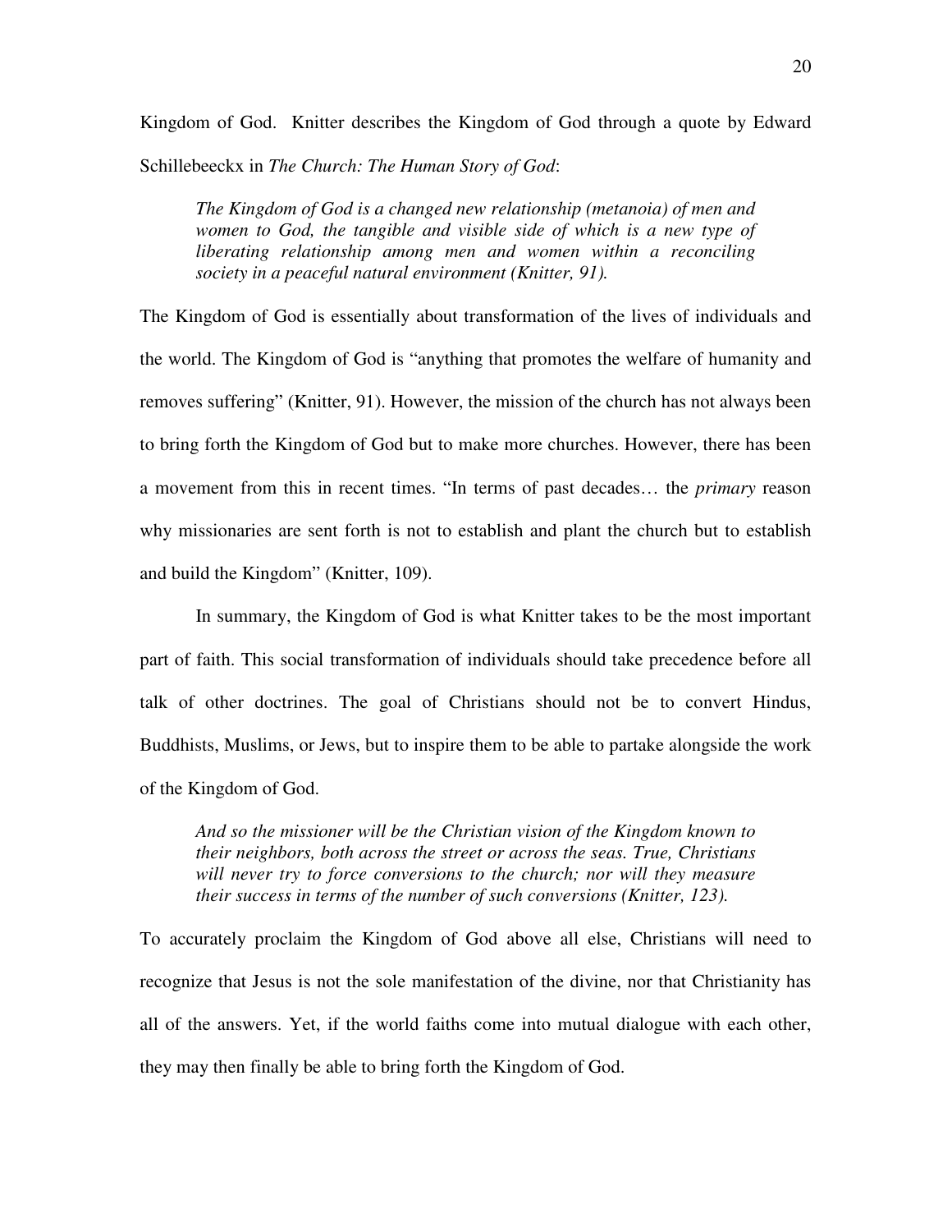Kingdom of God. Knitter describes the Kingdom of God through a quote by Edward Schillebeeckx in *The Church: The Human Story of God*:

> *The Kingdom of God is a changed new relationship (metanoia) of men and women to God, the tangible and visible side of which is a new type of liberating relationship among men and women within a reconciling society in a peaceful natural environment (Knitter, 91).*

The Kingdom of God is essentially about transformation of the lives of individuals and the world. The Kingdom of God is "anything that promotes the welfare of humanity and removes suffering" (Knitter, 91). However, the mission of the church has not always been to bring forth the Kingdom of God but to make more churches. However, there has been a movement from this in recent times. "In terms of past decades… the *primary* reason why missionaries are sent forth is not to establish and plant the church but to establish and build the Kingdom" (Knitter, 109).

In summary, the Kingdom of God is what Knitter takes to be the most important part of faith. This social transformation of individuals should take precedence before all talk of other doctrines. The goal of Christians should not be to convert Hindus, Buddhists, Muslims, or Jews, but to inspire them to be able to partake alongside the work of the Kingdom of God.

> *And so the missioner will be the Christian vision of the Kingdom known to their neighbors, both across the street or across the seas. True, Christians will never try to force conversions to the church; nor will they measure their success in terms of the number of such conversions (Knitter, 123).*

To accurately proclaim the Kingdom of God above all else, Christians will need to recognize that Jesus is not the sole manifestation of the divine, nor that Christianity has all of the answers. Yet, if the world faiths come into mutual dialogue with each other, they may then finally be able to bring forth the Kingdom of God.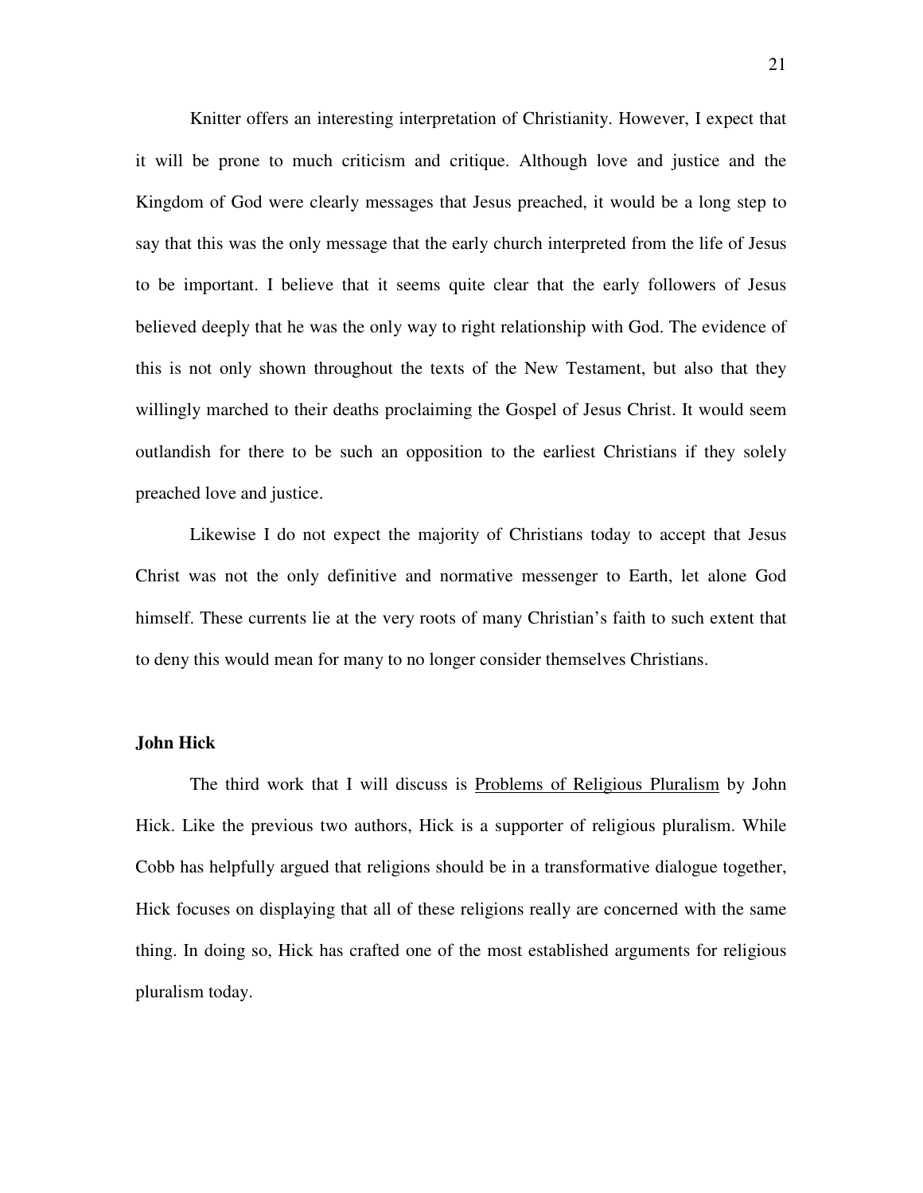Knitter offers an interesting interpretation of Christianity. However, I expect that it will be prone to much criticism and critique. Although love and justice and the Kingdom of God were clearly messages that Jesus preached, it would be a long step to say that this was the only message that the early church interpreted from the life of Jesus to be important. I believe that it seems quite clear that the early followers of Jesus believed deeply that he was the only way to right relationship with God. The evidence of this is not only shown throughout the texts of the New Testament, but also that they willingly marched to their deaths proclaiming the Gospel of Jesus Christ. It would seem outlandish for there to be such an opposition to the earliest Christians if they solely preached love and justice.

Likewise I do not expect the majority of Christians today to accept that Jesus Christ was not the only definitive and normative messenger to Earth, let alone God himself. These currents lie at the very roots of many Christian's faith to such extent that to deny this would mean for many to no longer consider themselves Christians.

**John Hick**

The third work that I will discuss is <u>Problems of Religious Pluralism</u> by John Hick. Like the previous two authors, Hick is a supporter of religious pluralism. While Cobb has helpfully argued that religions should be in a transformative dialogue together, Hick focuses on displaying that all of these religions really are concerned with the same thing. In doing so, Hick has crafted one of the most established arguments for religious pluralism today.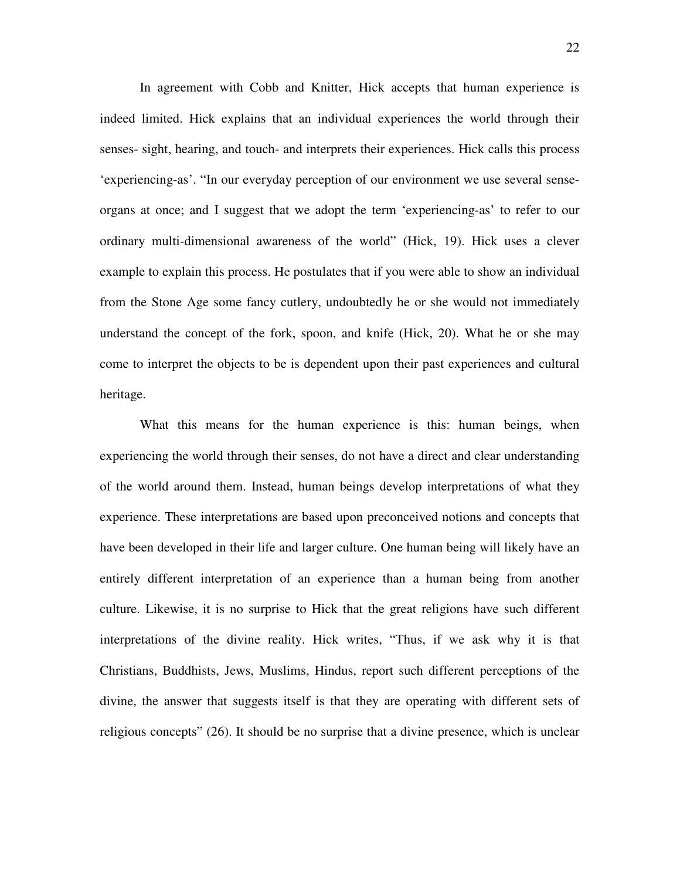In agreement with Cobb and Knitter, Hick accepts that human experience is indeed limited. Hick explains that an individual experiences the world through their senses- sight, hearing, and touch- and interprets their experiences. Hick calls this process 'experiencing-as'. "In our everyday perception of our environment we use several sense-organs at once; and I suggest that we adopt the term 'experiencing-as' to refer to our ordinary multi-dimensional awareness of the world" (Hick, 19). Hick uses a clever example to explain this process. He postulates that if you were able to show an individual from the Stone Age some fancy cutlery, undoubtedly he or she would not immediately understand the concept of the fork, spoon, and knife (Hick, 20). What he or she may come to interpret the objects to be is dependent upon their past experiences and cultural heritage.

What this means for the human experience is this: human beings, when experiencing the world through their senses, do not have a direct and clear understanding of the world around them. Instead, human beings develop interpretations of what they experience. These interpretations are based upon preconceived notions and concepts that have been developed in their life and larger culture. One human being will likely have an entirely different interpretation of an experience than a human being from another culture. Likewise, it is no surprise to Hick that the great religions have such different interpretations of the divine reality. Hick writes, "Thus, if we ask why it is that Christians, Buddhists, Jews, Muslims, Hindus, report such different perceptions of the divine, the answer that suggests itself is that they are operating with different sets of religious concepts" (26). It should be no surprise that a divine presence, which is unclear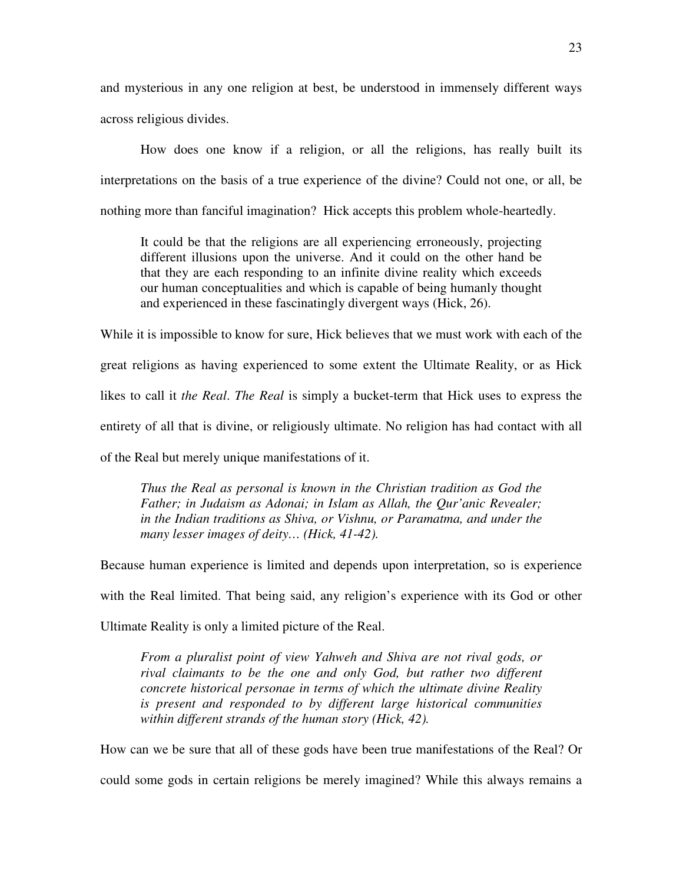and mysterious in any one religion at best, be understood in immensely different ways across religious divides.

How does one know if a religion, or all the religions, has really built its interpretations on the basis of a true experience of the divine? Could not one, or all, be nothing more than fanciful imagination? Hick accepts this problem whole-heartedly.

> It could be that the religions are all experiencing erroneously, projecting different illusions upon the universe. And it could on the other hand be that they are each responding to an infinite divine reality which exceeds our human conceptualities and which is capable of being humanly thought and experienced in these fascinatingly divergent ways (Hick, 26).

While it is impossible to know for sure, Hick believes that we must work with each of the great religions as having experienced to some extent the Ultimate Reality, or as Hick likes to call it *the Real*. *The Real* is simply a bucket-term that Hick uses to express the entirety of all that is divine, or religiously ultimate. No religion has had contact with all of the Real but merely unique manifestations of it.

> *Thus the Real as personal is known in the Christian tradition as God the Father; in Judaism as Adonai; in Islam as Allah, the Qur'anic Revealer; in the Indian traditions as Shiva, or Vishnu, or Paramatma, and under the many lesser images of deity… (Hick, 41-42).*

Because human experience is limited and depends upon interpretation, so is experience with the Real limited. That being said, any religion's experience with its God or other Ultimate Reality is only a limited picture of the Real.

> *From a pluralist point of view Yahweh and Shiva are not rival gods, or rival claimants to be the one and only God, but rather two different concrete historical personae in terms of which the ultimate divine Reality is present and responded to by different large historical communities within different strands of the human story (Hick, 42).*

How can we be sure that all of these gods have been true manifestations of the Real? Or could some gods in certain religions be merely imagined? While this always remains a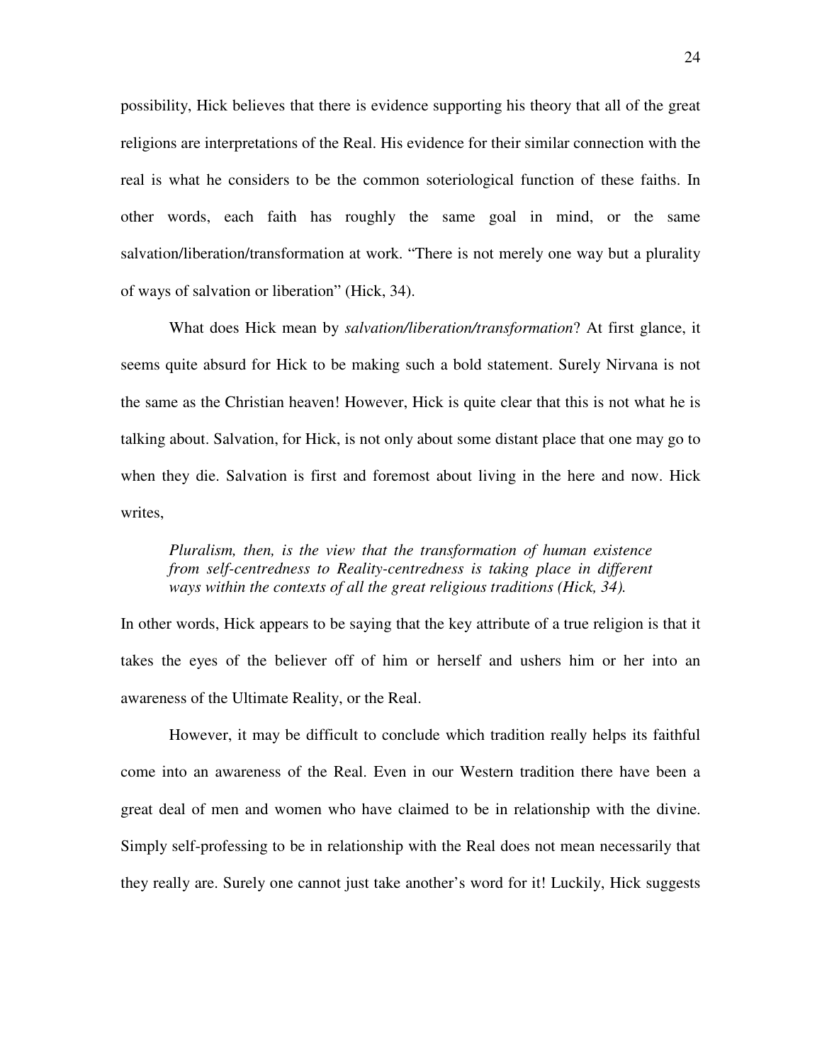possibility, Hick believes that there is evidence supporting his theory that all of the great religions are interpretations of the Real. His evidence for their similar connection with the real is what he considers to be the common soteriological function of these faiths. In other words, each faith has roughly the same goal in mind, or the same salvation/liberation/transformation at work. "There is not merely one way but a plurality of ways of salvation or liberation" (Hick, 34).

What does Hick mean by *salvation/liberation/transformation*? At first glance, it seems quite absurd for Hick to be making such a bold statement. Surely Nirvana is not the same as the Christian heaven! However, Hick is quite clear that this is not what he is talking about. Salvation, for Hick, is not only about some distant place that one may go to when they die. Salvation is first and foremost about living in the here and now. Hick writes,

> *Pluralism, then, is the view that the transformation of human existence from self-centredness to Reality-centredness is taking place in different ways within the contexts of all the great religious traditions (Hick, 34).*

In other words, Hick appears to be saying that the key attribute of a true religion is that it takes the eyes of the believer off of him or herself and ushers him or her into an awareness of the Ultimate Reality, or the Real.

However, it may be difficult to conclude which tradition really helps its faithful come into an awareness of the Real. Even in our Western tradition there have been a great deal of men and women who have claimed to be in relationship with the divine. Simply self-professing to be in relationship with the Real does not mean necessarily that they really are. Surely one cannot just take another's word for it! Luckily, Hick suggests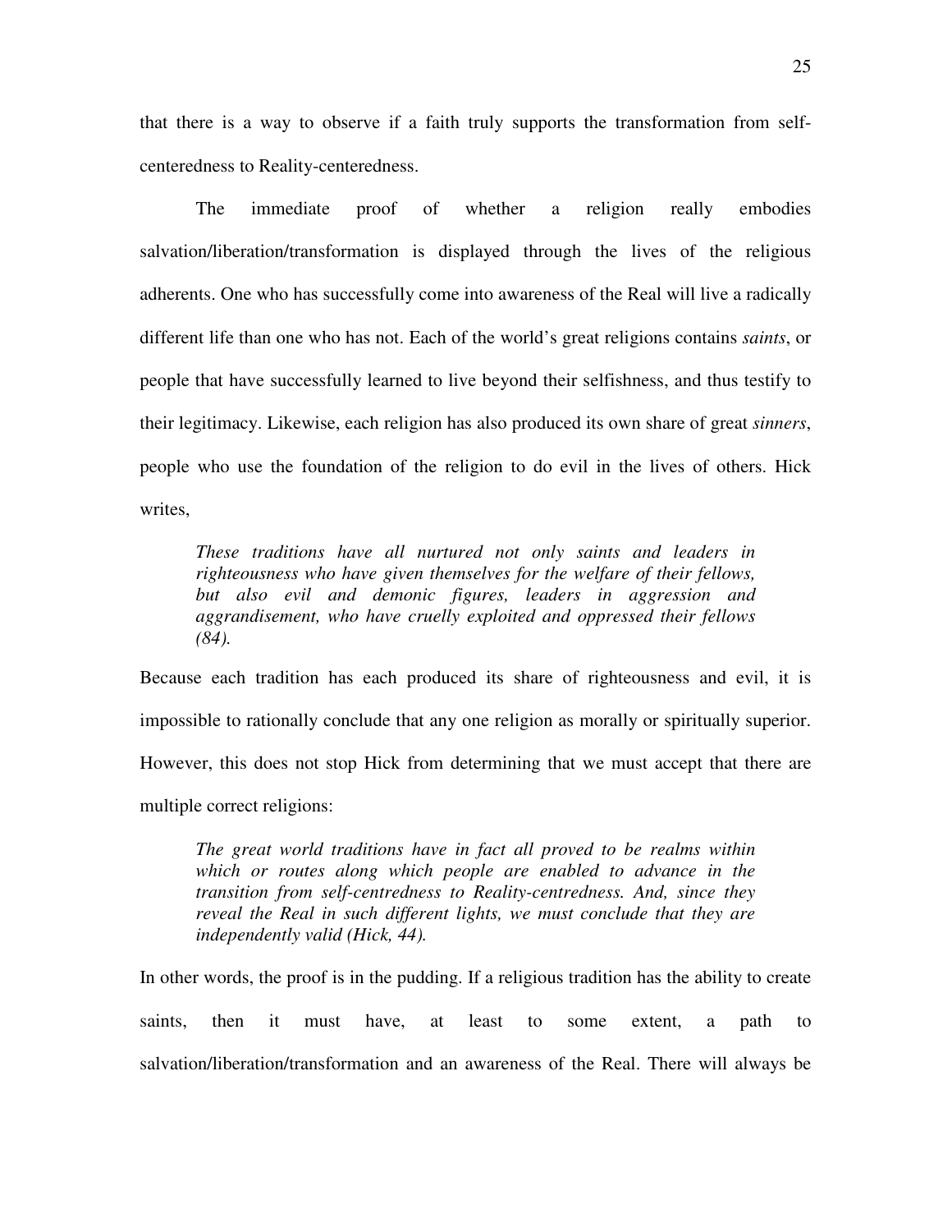that there is a way to observe if a faith truly supports the transformation from self-centeredness to Reality-centeredness.

The immediate proof of whether a religion really embodies salvation/liberation/transformation is displayed through the lives of the religious adherents. One who has successfully come into awareness of the Real will live a radically different life than one who has not. Each of the world's great religions contains *saints*, or people that have successfully learned to live beyond their selfishness, and thus testify to their legitimacy. Likewise, each religion has also produced its own share of great *sinners*, people who use the foundation of the religion to do evil in the lives of others. Hick writes,

> *These traditions have all nurtured not only saints and leaders in righteousness who have given themselves for the welfare of their fellows, but also evil and demonic figures, leaders in aggression and aggrandisement, who have cruelly exploited and oppressed their fellows (84).*

Because each tradition has each produced its share of righteousness and evil, it is impossible to rationally conclude that any one religion as morally or spiritually superior. However, this does not stop Hick from determining that we must accept that there are multiple correct religions:

> *The great world traditions have in fact all proved to be realms within which or routes along which people are enabled to advance in the transition from self-centredness to Reality-centredness. And, since they reveal the Real in such different lights, we must conclude that they are independently valid (Hick, 44).*

In other words, the proof is in the pudding. If a religious tradition has the ability to create saints, then it must have, at least to some extent, a path to salvation/liberation/transformation and an awareness of the Real. There will always be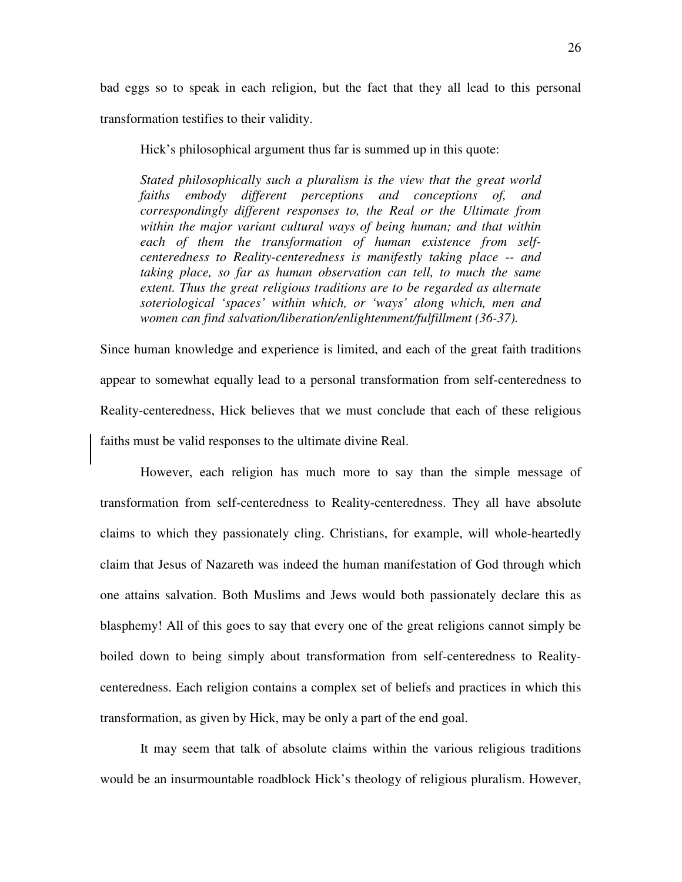bad eggs so to speak in each religion, but the fact that they all lead to this personal transformation testifies to their validity.

Hick's philosophical argument thus far is summed up in this quote:

> *Stated philosophically such a pluralism is the view that the great world faiths embody different perceptions and conceptions of, and correspondingly different responses to, the Real or the Ultimate from within the major variant cultural ways of being human; and that within each of them the transformation of human existence from self-centeredness to Reality-centeredness is manifestly taking place -- and taking place, so far as human observation can tell, to much the same extent. Thus the great religious traditions are to be regarded as alternate soteriological 'spaces' within which, or 'ways' along which, men and women can find salvation/liberation/enlightenment/fulfillment (36-37).*

Since human knowledge and experience is limited, and each of the great faith traditions appear to somewhat equally lead to a personal transformation from self-centeredness to Reality-centeredness, Hick believes that we must conclude that each of these religious faiths must be valid responses to the ultimate divine Real.

However, each religion has much more to say than the simple message of transformation from self-centeredness to Reality-centeredness. They all have absolute claims to which they passionately cling. Christians, for example, will whole-heartedly claim that Jesus of Nazareth was indeed the human manifestation of God through which one attains salvation. Both Muslims and Jews would both passionately declare this as blasphemy! All of this goes to say that every one of the great religions cannot simply be boiled down to being simply about transformation from self-centeredness to Reality-centeredness. Each religion contains a complex set of beliefs and practices in which this transformation, as given by Hick, may be only a part of the end goal.

It may seem that talk of absolute claims within the various religious traditions would be an insurmountable roadblock Hick's theology of religious pluralism. However,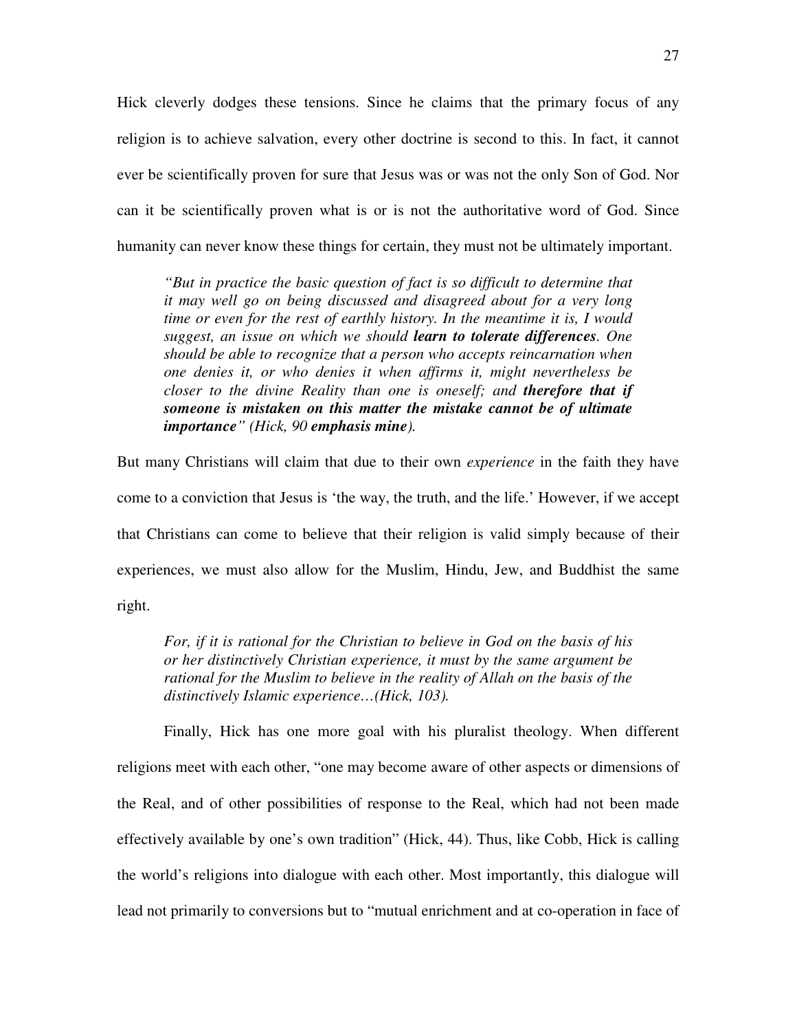Hick cleverly dodges these tensions. Since he claims that the primary focus of any religion is to achieve salvation, every other doctrine is second to this. In fact, it cannot ever be scientifically proven for sure that Jesus was or was not the only Son of God. Nor can it be scientifically proven what is or is not the authoritative word of God. Since humanity can never know these things for certain, they must not be ultimately important.

> *"But in practice the basic question of fact is so difficult to determine that it may well go on being discussed and disagreed about for a very long time or even for the rest of earthly history. In the meantime it is, I would suggest, an issue on which we should* ***learn to tolerate differences****. One should be able to recognize that a person who accepts reincarnation when one denies it, or who denies it when affirms it, might nevertheless be closer to the divine Reality than one is oneself; and* ***therefore that if someone is mistaken on this matter the mistake cannot be of ultimate importance****" (Hick, 90* ***emphasis mine****).*

But many Christians will claim that due to their own *experience* in the faith they have come to a conviction that Jesus is 'the way, the truth, and the life.' However, if we accept that Christians can come to believe that their religion is valid simply because of their experiences, we must also allow for the Muslim, Hindu, Jew, and Buddhist the same right.

> *For, if it is rational for the Christian to believe in God on the basis of his or her distinctively Christian experience, it must by the same argument be rational for the Muslim to believe in the reality of Allah on the basis of the distinctively Islamic experience…(Hick, 103).*

Finally, Hick has one more goal with his pluralist theology. When different religions meet with each other, "one may become aware of other aspects or dimensions of the Real, and of other possibilities of response to the Real, which had not been made effectively available by one's own tradition" (Hick, 44). Thus, like Cobb, Hick is calling the world's religions into dialogue with each other. Most importantly, this dialogue will lead not primarily to conversions but to "mutual enrichment and at co-operation in face of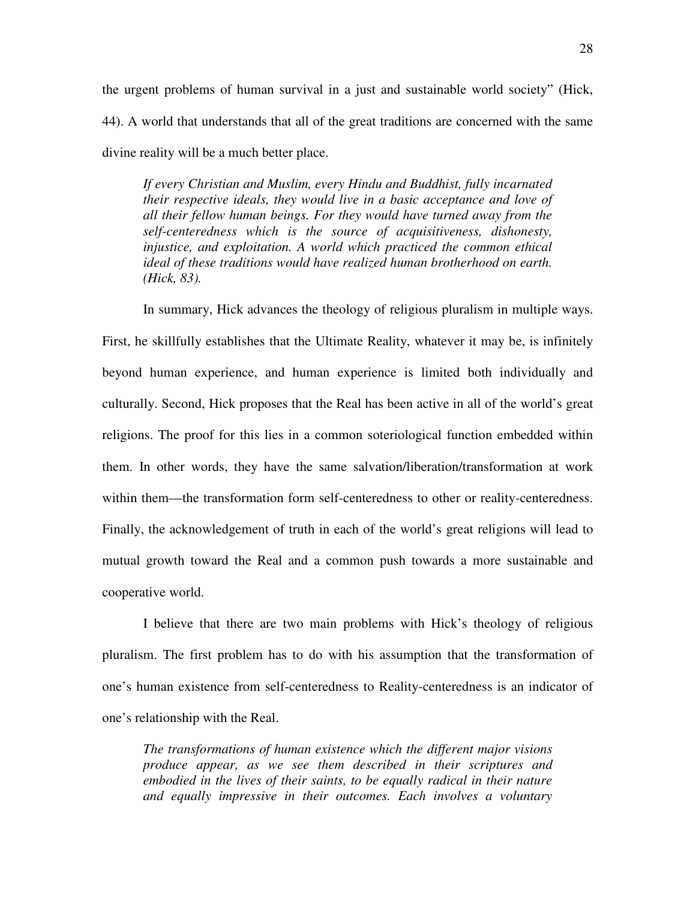the urgent problems of human survival in a just and sustainable world society" (Hick, 44). A world that understands that all of the great traditions are concerned with the same divine reality will be a much better place.

> *If every Christian and Muslim, every Hindu and Buddhist, fully incarnated their respective ideals, they would live in a basic acceptance and love of all their fellow human beings. For they would have turned away from the self-centeredness which is the source of acquisitiveness, dishonesty, injustice, and exploitation. A world which practiced the common ethical ideal of these traditions would have realized human brotherhood on earth. (Hick, 83).*

In summary, Hick advances the theology of religious pluralism in multiple ways. First, he skillfully establishes that the Ultimate Reality, whatever it may be, is infinitely beyond human experience, and human experience is limited both individually and culturally. Second, Hick proposes that the Real has been active in all of the world's great religions. The proof for this lies in a common soteriological function embedded within them. In other words, they have the same salvation/liberation/transformation at work within them—the transformation form self-centeredness to other or reality-centeredness. Finally, the acknowledgement of truth in each of the world's great religions will lead to mutual growth toward the Real and a common push towards a more sustainable and cooperative world.

I believe that there are two main problems with Hick's theology of religious pluralism. The first problem has to do with his assumption that the transformation of one's human existence from self-centeredness to Reality-centeredness is an indicator of one's relationship with the Real.

> *The transformations of human existence which the different major visions produce appear, as we see them described in their scriptures and embodied in the lives of their saints, to be equally radical in their nature and equally impressive in their outcomes. Each involves a voluntary*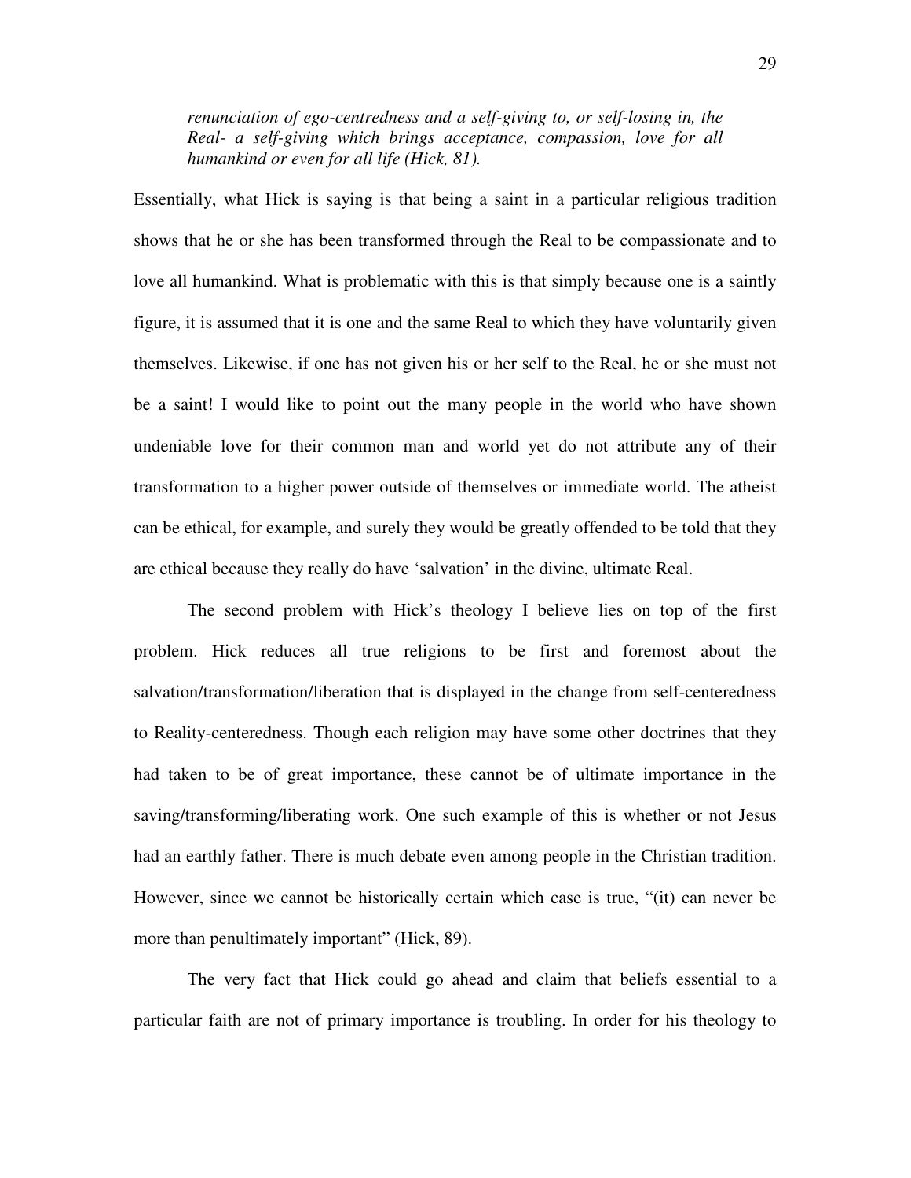> *renunciation of ego-centredness and a self-giving to, or self-losing in, the Real- a self-giving which brings acceptance, compassion, love for all humankind or even for all life (Hick, 81).*

Essentially, what Hick is saying is that being a saint in a particular religious tradition shows that he or she has been transformed through the Real to be compassionate and to love all humankind. What is problematic with this is that simply because one is a saintly figure, it is assumed that it is one and the same Real to which they have voluntarily given themselves. Likewise, if one has not given his or her self to the Real, he or she must not be a saint! I would like to point out the many people in the world who have shown undeniable love for their common man and world yet do not attribute any of their transformation to a higher power outside of themselves or immediate world. The atheist can be ethical, for example, and surely they would be greatly offended to be told that they are ethical because they really do have 'salvation' in the divine, ultimate Real.

The second problem with Hick's theology I believe lies on top of the first problem. Hick reduces all true religions to be first and foremost about the salvation/transformation/liberation that is displayed in the change from self-centeredness to Reality-centeredness. Though each religion may have some other doctrines that they had taken to be of great importance, these cannot be of ultimate importance in the saving/transforming/liberating work. One such example of this is whether or not Jesus had an earthly father. There is much debate even among people in the Christian tradition. However, since we cannot be historically certain which case is true, "(it) can never be more than penultimately important" (Hick, 89).

The very fact that Hick could go ahead and claim that beliefs essential to a particular faith are not of primary importance is troubling. In order for his theology to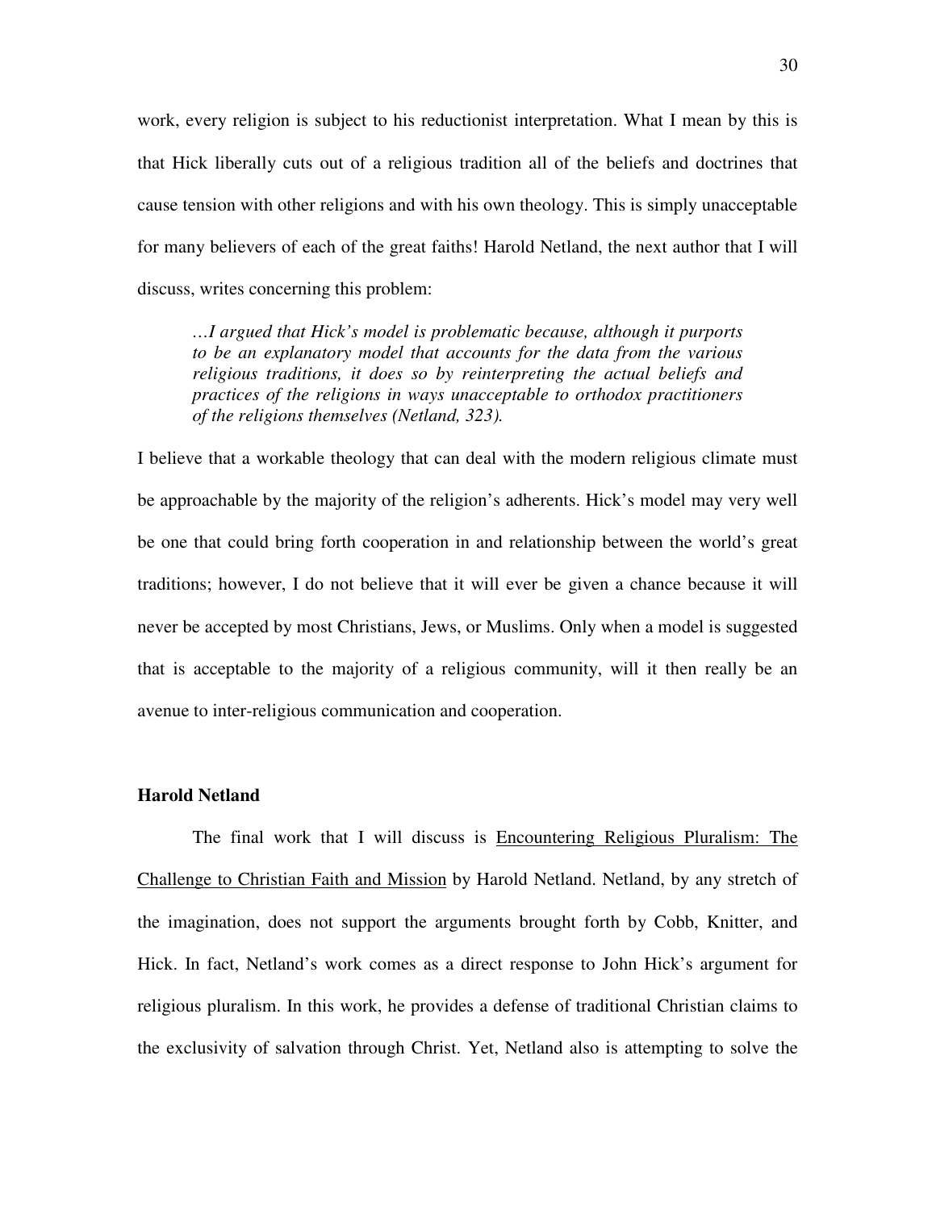work, every religion is subject to his reductionist interpretation. What I mean by this is that Hick liberally cuts out of a religious tradition all of the beliefs and doctrines that cause tension with other religions and with his own theology. This is simply unacceptable for many believers of each of the great faiths! Harold Netland, the next author that I will discuss, writes concerning this problem:

> *…I argued that Hick's model is problematic because, although it purports to be an explanatory model that accounts for the data from the various religious traditions, it does so by reinterpreting the actual beliefs and practices of the religions in ways unacceptable to orthodox practitioners of the religions themselves (Netland, 323).*

I believe that a workable theology that can deal with the modern religious climate must be approachable by the majority of the religion's adherents. Hick's model may very well be one that could bring forth cooperation in and relationship between the world's great traditions; however, I do not believe that it will ever be given a chance because it will never be accepted by most Christians, Jews, or Muslims. Only when a model is suggested that is acceptable to the majority of a religious community, will it then really be an avenue to inter-religious communication and cooperation.

### Harold Netland

The final work that I will discuss is <u>Encountering Religious Pluralism: The Challenge to Christian Faith and Mission</u> by Harold Netland. Netland, by any stretch of the imagination, does not support the arguments brought forth by Cobb, Knitter, and Hick. In fact, Netland's work comes as a direct response to John Hick's argument for religious pluralism. In this work, he provides a defense of traditional Christian claims to the exclusivity of salvation through Christ. Yet, Netland also is attempting to solve the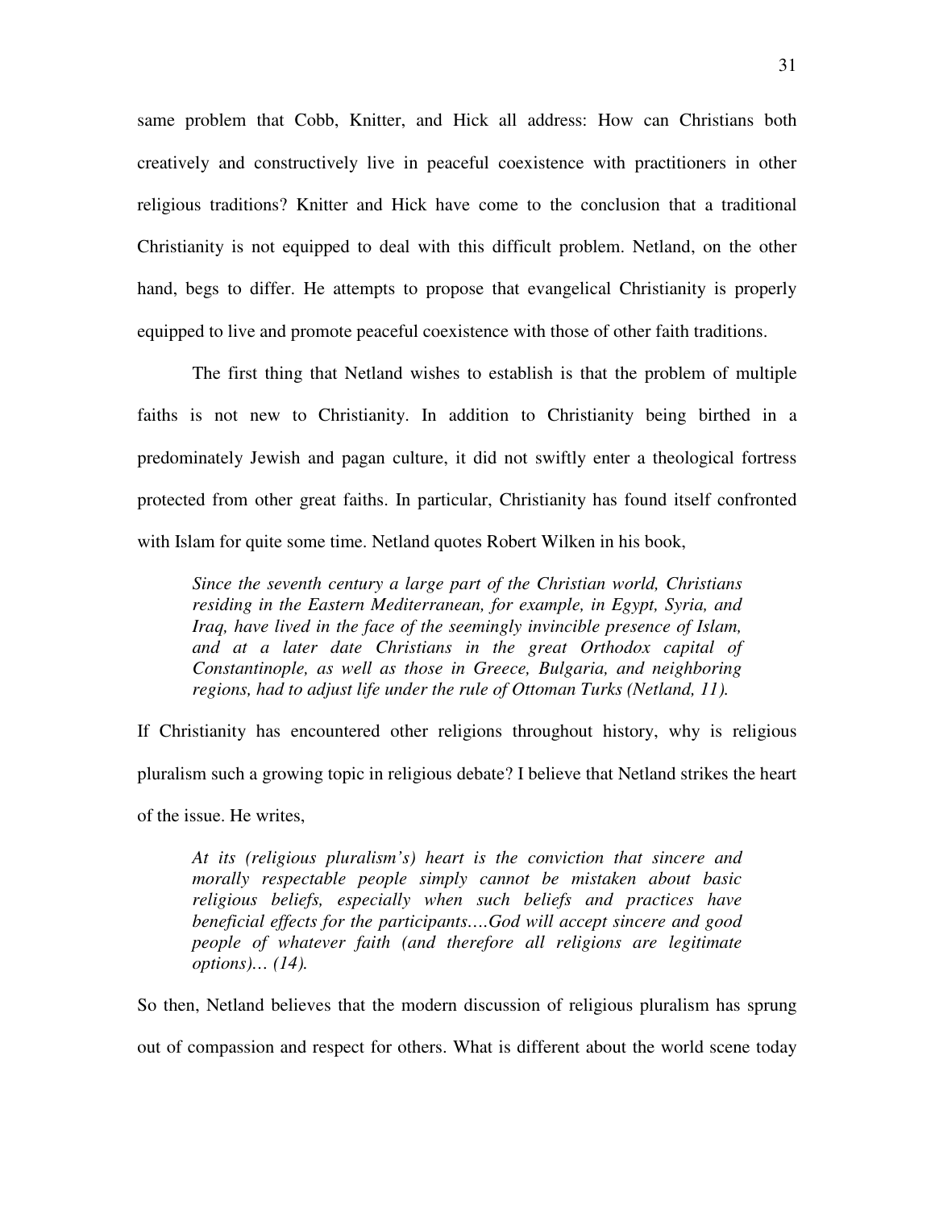same problem that Cobb, Knitter, and Hick all address: How can Christians both creatively and constructively live in peaceful coexistence with practitioners in other religious traditions? Knitter and Hick have come to the conclusion that a traditional Christianity is not equipped to deal with this difficult problem. Netland, on the other hand, begs to differ. He attempts to propose that evangelical Christianity is properly equipped to live and promote peaceful coexistence with those of other faith traditions.

The first thing that Netland wishes to establish is that the problem of multiple faiths is not new to Christianity. In addition to Christianity being birthed in a predominately Jewish and pagan culture, it did not swiftly enter a theological fortress protected from other great faiths. In particular, Christianity has found itself confronted with Islam for quite some time. Netland quotes Robert Wilken in his book,

> *Since the seventh century a large part of the Christian world, Christians residing in the Eastern Mediterranean, for example, in Egypt, Syria, and Iraq, have lived in the face of the seemingly invincible presence of Islam, and at a later date Christians in the great Orthodox capital of Constantinople, as well as those in Greece, Bulgaria, and neighboring regions, had to adjust life under the rule of Ottoman Turks (Netland, 11).*

If Christianity has encountered other religions throughout history, why is religious pluralism such a growing topic in religious debate? I believe that Netland strikes the heart of the issue. He writes,

> *At its (religious pluralism's) heart is the conviction that sincere and morally respectable people simply cannot be mistaken about basic religious beliefs, especially when such beliefs and practices have beneficial effects for the participants….God will accept sincere and good people of whatever faith (and therefore all religions are legitimate options)… (14).*

So then, Netland believes that the modern discussion of religious pluralism has sprung out of compassion and respect for others. What is different about the world scene today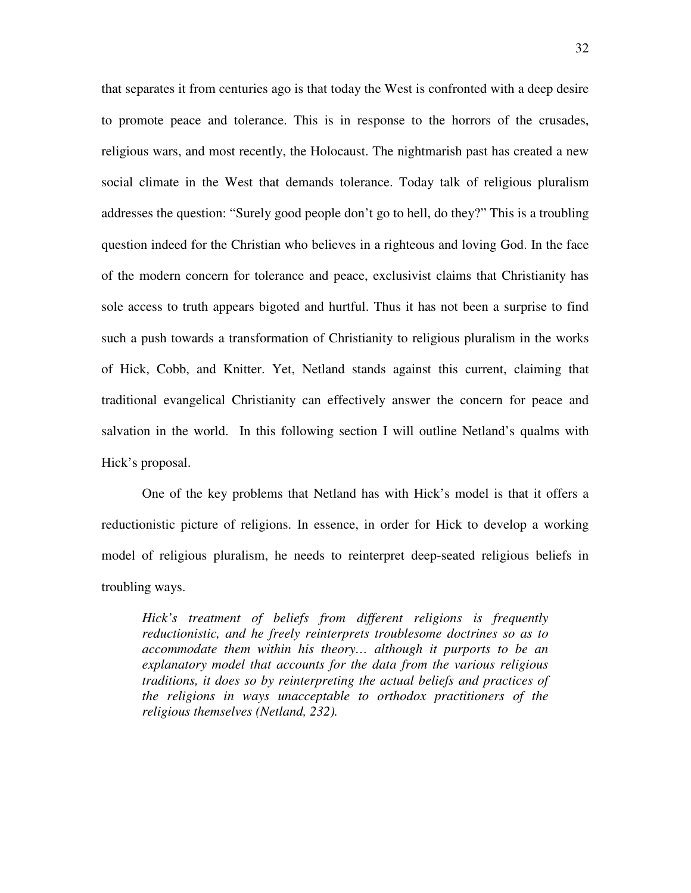that separates it from centuries ago is that today the West is confronted with a deep desire to promote peace and tolerance. This is in response to the horrors of the crusades, religious wars, and most recently, the Holocaust. The nightmarish past has created a new social climate in the West that demands tolerance. Today talk of religious pluralism addresses the question: "Surely good people don't go to hell, do they?" This is a troubling question indeed for the Christian who believes in a righteous and loving God. In the face of the modern concern for tolerance and peace, exclusivist claims that Christianity has sole access to truth appears bigoted and hurtful. Thus it has not been a surprise to find such a push towards a transformation of Christianity to religious pluralism in the works of Hick, Cobb, and Knitter. Yet, Netland stands against this current, claiming that traditional evangelical Christianity can effectively answer the concern for peace and salvation in the world. In this following section I will outline Netland's qualms with Hick's proposal.

One of the key problems that Netland has with Hick's model is that it offers a reductionistic picture of religions. In essence, in order for Hick to develop a working model of religious pluralism, he needs to reinterpret deep-seated religious beliefs in troubling ways.

> *Hick's treatment of beliefs from different religions is frequently reductionistic, and he freely reinterprets troublesome doctrines so as to accommodate them within his theory… although it purports to be an explanatory model that accounts for the data from the various religious traditions, it does so by reinterpreting the actual beliefs and practices of the religions in ways unacceptable to orthodox practitioners of the religious themselves (Netland, 232).*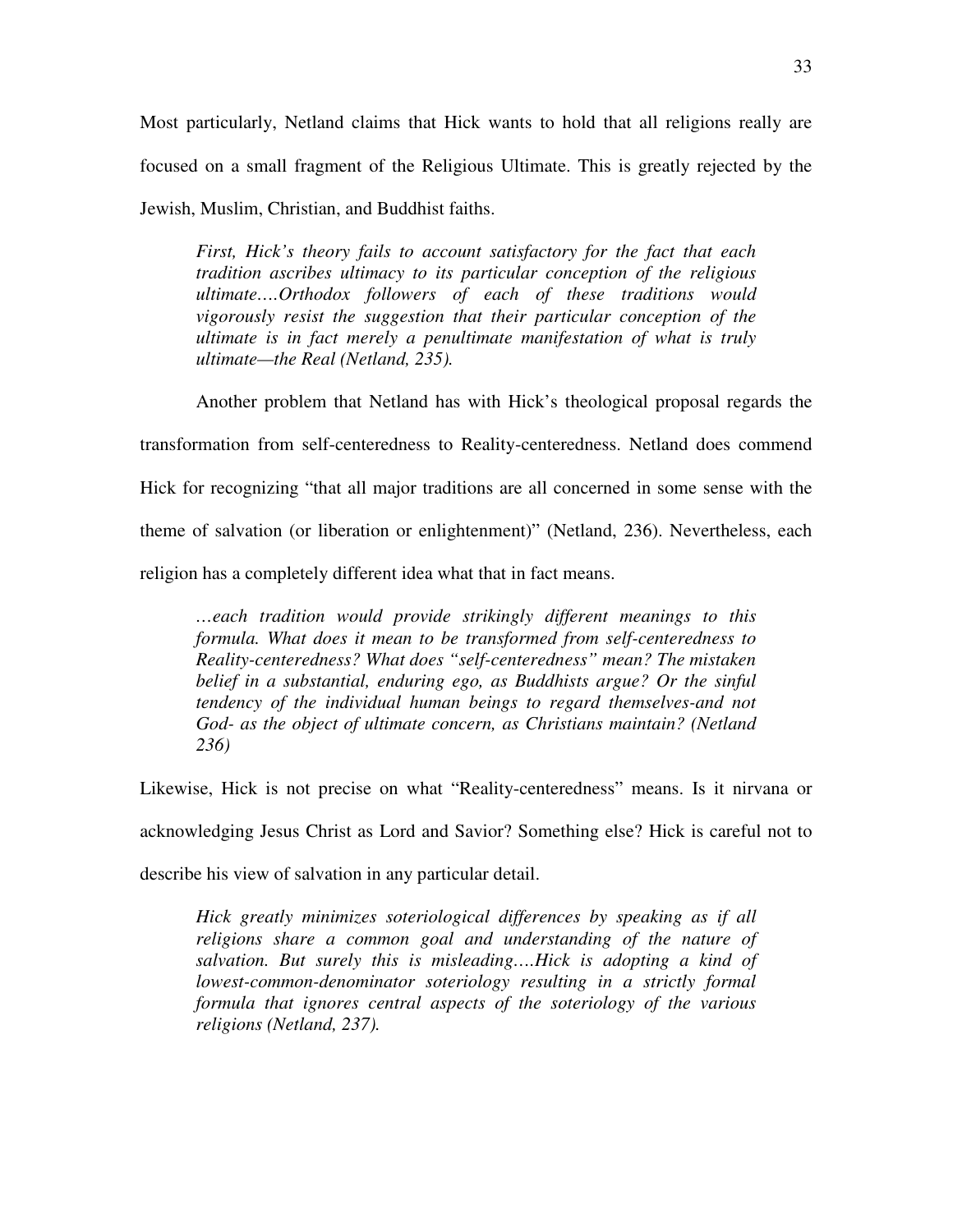Most particularly, Netland claims that Hick wants to hold that all religions really are focused on a small fragment of the Religious Ultimate. This is greatly rejected by the Jewish, Muslim, Christian, and Buddhist faiths.

> *First, Hick's theory fails to account satisfactory for the fact that each tradition ascribes ultimacy to its particular conception of the religious ultimate….Orthodox followers of each of these traditions would vigorously resist the suggestion that their particular conception of the ultimate is in fact merely a penultimate manifestation of what is truly ultimate—the Real (Netland, 235).*

Another problem that Netland has with Hick's theological proposal regards the transformation from self-centeredness to Reality-centeredness. Netland does commend Hick for recognizing "that all major traditions are all concerned in some sense with the theme of salvation (or liberation or enlightenment)" (Netland, 236). Nevertheless, each religion has a completely different idea what that in fact means.

> *…each tradition would provide strikingly different meanings to this formula. What does it mean to be transformed from self-centeredness to Reality-centeredness? What does "self-centeredness" mean? The mistaken belief in a substantial, enduring ego, as Buddhists argue? Or the sinful tendency of the individual human beings to regard themselves-and not God- as the object of ultimate concern, as Christians maintain? (Netland 236)*

Likewise, Hick is not precise on what "Reality-centeredness" means. Is it nirvana or acknowledging Jesus Christ as Lord and Savior? Something else? Hick is careful not to describe his view of salvation in any particular detail.

> *Hick greatly minimizes soteriological differences by speaking as if all religions share a common goal and understanding of the nature of salvation. But surely this is misleading….Hick is adopting a kind of lowest-common-denominator soteriology resulting in a strictly formal formula that ignores central aspects of the soteriology of the various religions (Netland, 237).*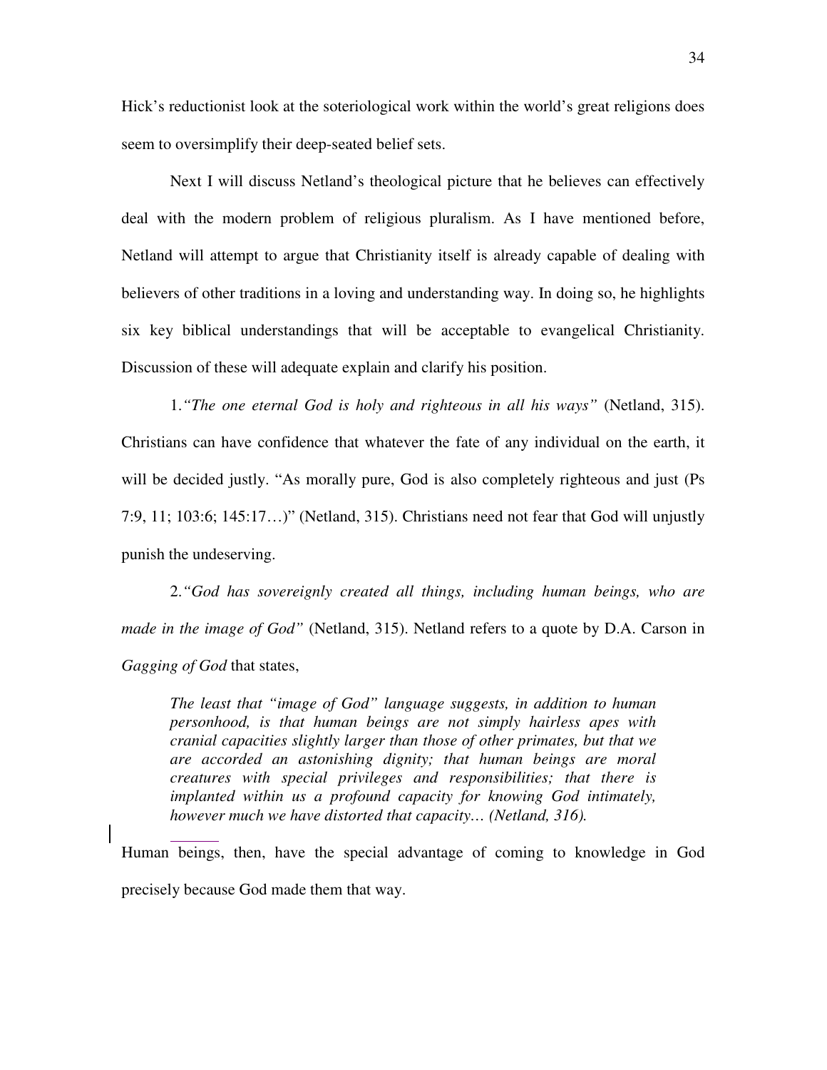Hick's reductionist look at the soteriological work within the world's great religions does seem to oversimplify their deep-seated belief sets.

Next I will discuss Netland's theological picture that he believes can effectively deal with the modern problem of religious pluralism. As I have mentioned before, Netland will attempt to argue that Christianity itself is already capable of dealing with believers of other traditions in a loving and understanding way. In doing so, he highlights six key biblical understandings that will be acceptable to evangelical Christianity. Discussion of these will adequate explain and clarify his position.

1.*"The one eternal God is holy and righteous in all his ways"* (Netland, 315). Christians can have confidence that whatever the fate of any individual on the earth, it will be decided justly. "As morally pure, God is also completely righteous and just (Ps 7:9, 11; 103:6; 145:17…)" (Netland, 315). Christians need not fear that God will unjustly punish the undeserving.

2.*"God has sovereignly created all things, including human beings, who are made in the image of God"* (Netland, 315). Netland refers to a quote by D.A. Carson in *Gagging of God* that states,

> *The least that "image of God" language suggests, in addition to human personhood, is that human beings are not simply hairless apes with cranial capacities slightly larger than those of other primates, but that we are accorded an astonishing dignity; that human beings are moral creatures with special privileges and responsibilities; that there is implanted within us a profound capacity for knowing God intimately, however much we have distorted that capacity… (Netland, 316).*

Human beings, then, have the special advantage of coming to knowledge in God precisely because God made them that way.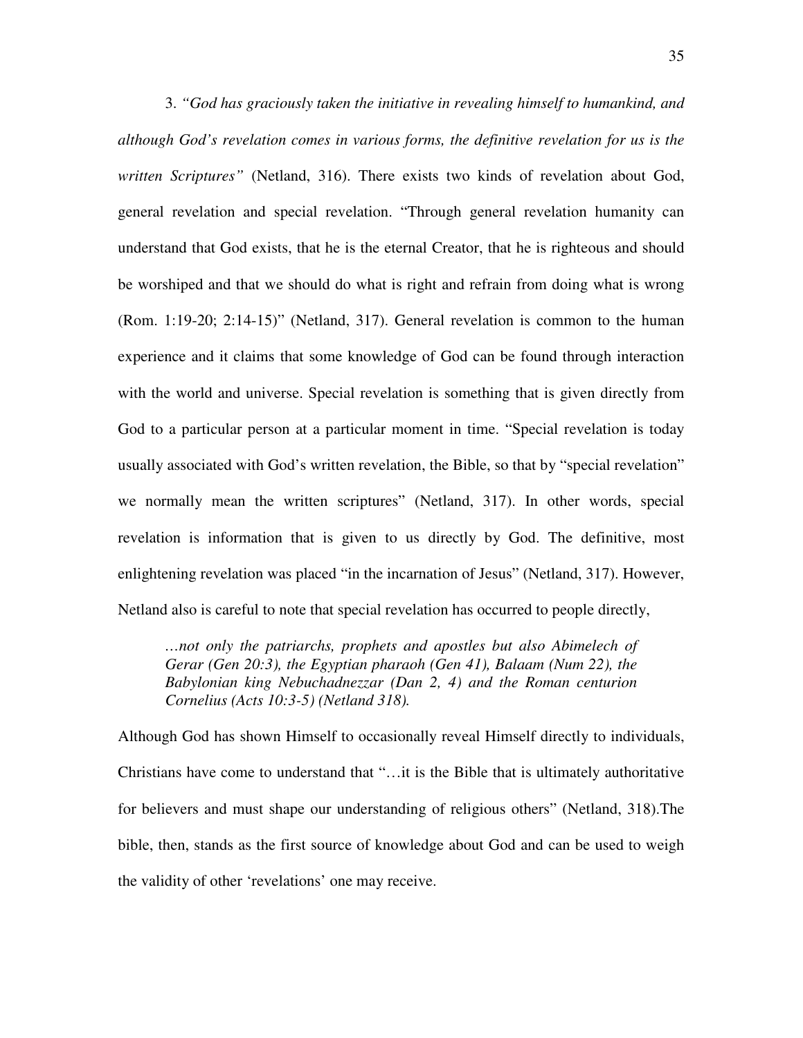3. *"God has graciously taken the initiative in revealing himself to humankind, and although God's revelation comes in various forms, the definitive revelation for us is the written Scriptures"* (Netland, 316). There exists two kinds of revelation about God, general revelation and special revelation. "Through general revelation humanity can understand that God exists, that he is the eternal Creator, that he is righteous and should be worshiped and that we should do what is right and refrain from doing what is wrong (Rom. 1:19-20; 2:14-15)" (Netland, 317). General revelation is common to the human experience and it claims that some knowledge of God can be found through interaction with the world and universe. Special revelation is something that is given directly from God to a particular person at a particular moment in time. "Special revelation is today usually associated with God's written revelation, the Bible, so that by "special revelation" we normally mean the written scriptures" (Netland, 317). In other words, special revelation is information that is given to us directly by God. The definitive, most enlightening revelation was placed "in the incarnation of Jesus" (Netland, 317). However, Netland also is careful to note that special revelation has occurred to people directly,

> *…not only the patriarchs, prophets and apostles but also Abimelech of Gerar (Gen 20:3), the Egyptian pharaoh (Gen 41), Balaam (Num 22), the Babylonian king Nebuchadnezzar (Dan 2, 4) and the Roman centurion Cornelius (Acts 10:3-5) (Netland 318).*

Although God has shown Himself to occasionally reveal Himself directly to individuals, Christians have come to understand that "…it is the Bible that is ultimately authoritative for believers and must shape our understanding of religious others" (Netland, 318).The bible, then, stands as the first source of knowledge about God and can be used to weigh the validity of other 'revelations' one may receive.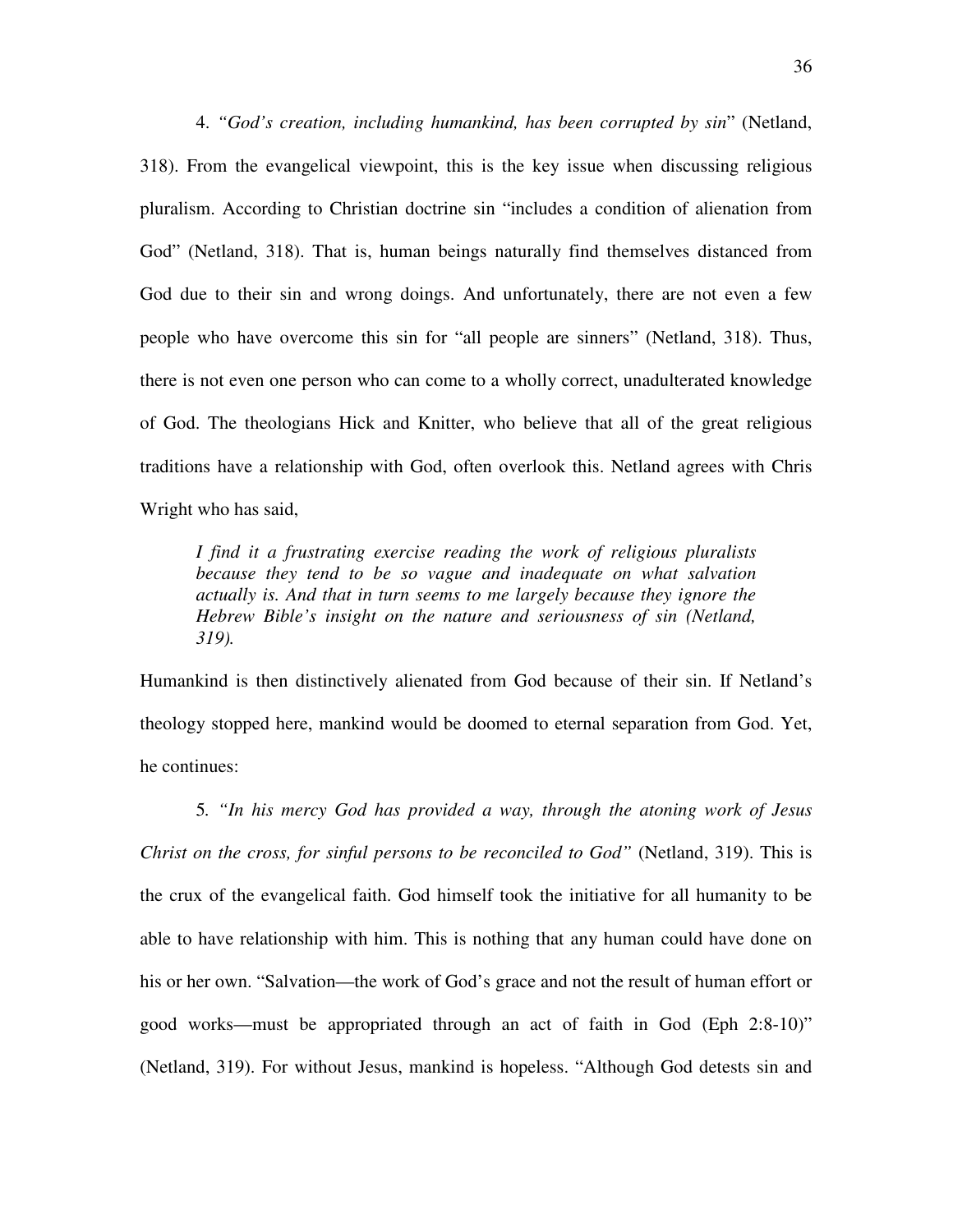4. *"God's creation, including humankind, has been corrupted by sin*" (Netland, 318). From the evangelical viewpoint, this is the key issue when discussing religious pluralism. According to Christian doctrine sin "includes a condition of alienation from God" (Netland, 318). That is, human beings naturally find themselves distanced from God due to their sin and wrong doings. And unfortunately, there are not even a few people who have overcome this sin for "all people are sinners" (Netland, 318). Thus, there is not even one person who can come to a wholly correct, unadulterated knowledge of God. The theologians Hick and Knitter, who believe that all of the great religious traditions have a relationship with God, often overlook this. Netland agrees with Chris Wright who has said,

> *I find it a frustrating exercise reading the work of religious pluralists because they tend to be so vague and inadequate on what salvation actually is. And that in turn seems to me largely because they ignore the Hebrew Bible's insight on the nature and seriousness of sin (Netland, 319).*

Humankind is then distinctively alienated from God because of their sin. If Netland's theology stopped here, mankind would be doomed to eternal separation from God. Yet, he continues:

5. *"In his mercy God has provided a way, through the atoning work of Jesus Christ on the cross, for sinful persons to be reconciled to God"* (Netland, 319). This is the crux of the evangelical faith. God himself took the initiative for all humanity to be able to have relationship with him. This is nothing that any human could have done on his or her own. "Salvation—the work of God's grace and not the result of human effort or good works—must be appropriated through an act of faith in God (Eph 2:8-10)" (Netland, 319). For without Jesus, mankind is hopeless. "Although God detests sin and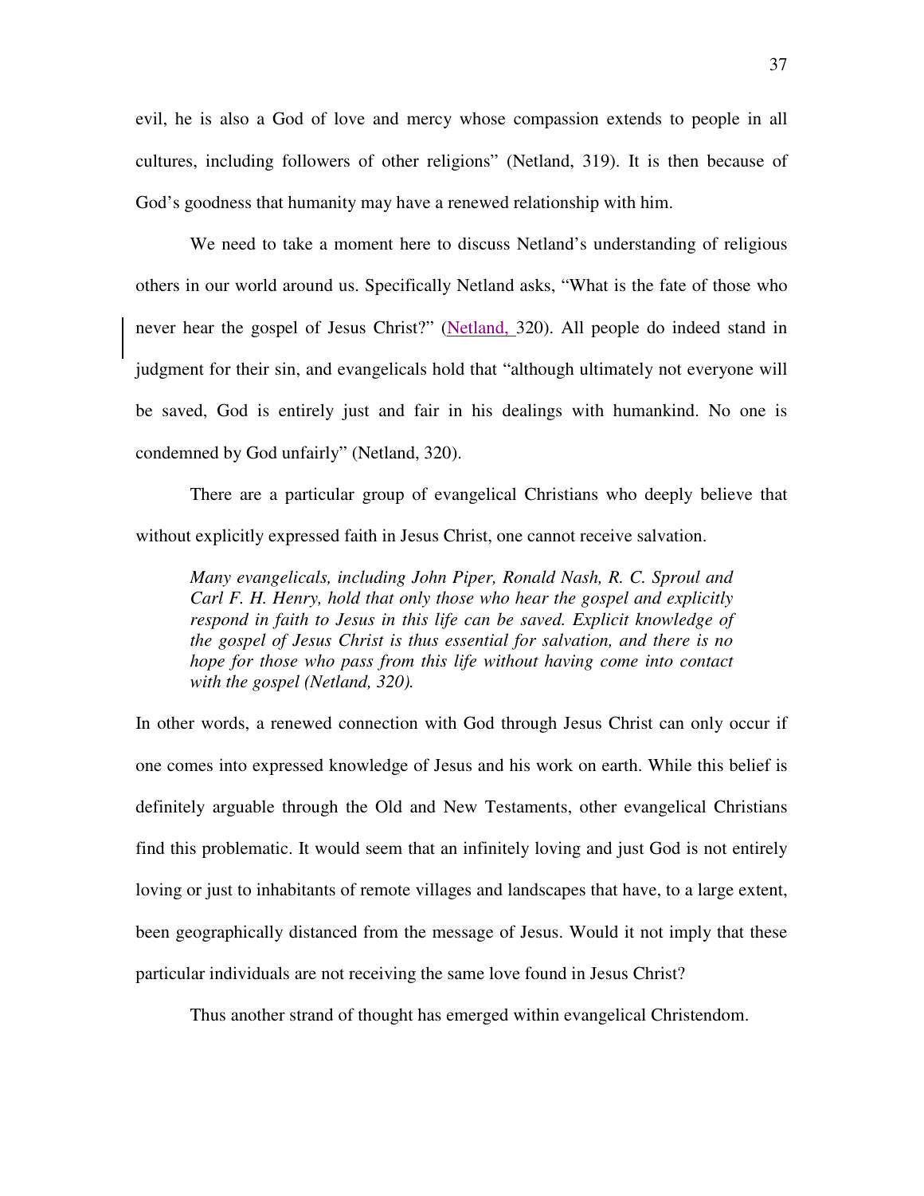evil, he is also a God of love and mercy whose compassion extends to people in all cultures, including followers of other religions" (Netland, 319). It is then because of God's goodness that humanity may have a renewed relationship with him.

We need to take a moment here to discuss Netland's understanding of religious others in our world around us. Specifically Netland asks, "What is the fate of those who never hear the gospel of Jesus Christ?" (Netland, 320). All people do indeed stand in judgment for their sin, and evangelicals hold that "although ultimately not everyone will be saved, God is entirely just and fair in his dealings with humankind. No one is condemned by God unfairly" (Netland, 320).

There are a particular group of evangelical Christians who deeply believe that without explicitly expressed faith in Jesus Christ, one cannot receive salvation.

> *Many evangelicals, including John Piper, Ronald Nash, R. C. Sproul and Carl F. H. Henry, hold that only those who hear the gospel and explicitly respond in faith to Jesus in this life can be saved. Explicit knowledge of the gospel of Jesus Christ is thus essential for salvation, and there is no hope for those who pass from this life without having come into contact with the gospel (Netland, 320).*

In other words, a renewed connection with God through Jesus Christ can only occur if one comes into expressed knowledge of Jesus and his work on earth. While this belief is definitely arguable through the Old and New Testaments, other evangelical Christians find this problematic. It would seem that an infinitely loving and just God is not entirely loving or just to inhabitants of remote villages and landscapes that have, to a large extent, been geographically distanced from the message of Jesus. Would it not imply that these particular individuals are not receiving the same love found in Jesus Christ?

Thus another strand of thought has emerged within evangelical Christendom.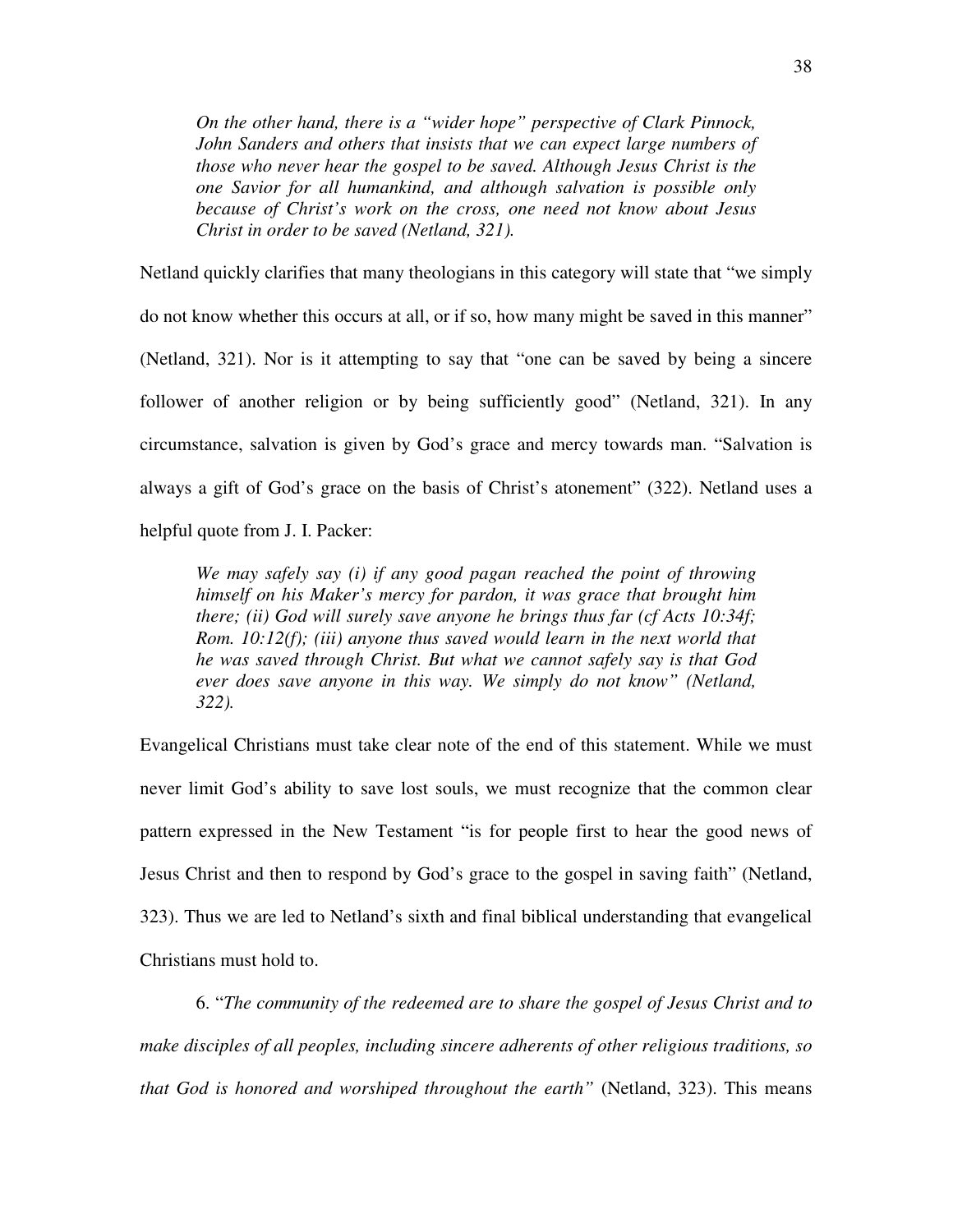> *On the other hand, there is a "wider hope" perspective of Clark Pinnock, John Sanders and others that insists that we can expect large numbers of those who never hear the gospel to be saved. Although Jesus Christ is the one Savior for all humankind, and although salvation is possible only because of Christ's work on the cross, one need not know about Jesus Christ in order to be saved (Netland, 321).*

Netland quickly clarifies that many theologians in this category will state that "we simply do not know whether this occurs at all, or if so, how many might be saved in this manner" (Netland, 321). Nor is it attempting to say that "one can be saved by being a sincere follower of another religion or by being sufficiently good" (Netland, 321). In any circumstance, salvation is given by God's grace and mercy towards man. "Salvation is always a gift of God's grace on the basis of Christ's atonement" (322). Netland uses a helpful quote from J. I. Packer:

> *We may safely say (i) if any good pagan reached the point of throwing himself on his Maker's mercy for pardon, it was grace that brought him there; (ii) God will surely save anyone he brings thus far (cf Acts 10:34f; Rom. 10:12(f); (iii) anyone thus saved would learn in the next world that he was saved through Christ. But what we cannot safely say is that God ever does save anyone in this way. We simply do not know" (Netland, 322).*

Evangelical Christians must take clear note of the end of this statement. While we must never limit God's ability to save lost souls, we must recognize that the common clear pattern expressed in the New Testament "is for people first to hear the good news of Jesus Christ and then to respond by God's grace to the gospel in saving faith" (Netland, 323). Thus we are led to Netland's sixth and final biblical understanding that evangelical Christians must hold to.

6. "*The community of the redeemed are to share the gospel of Jesus Christ and to make disciples of all peoples, including sincere adherents of other religious traditions, so that God is honored and worshiped throughout the earth"* (Netland, 323). This means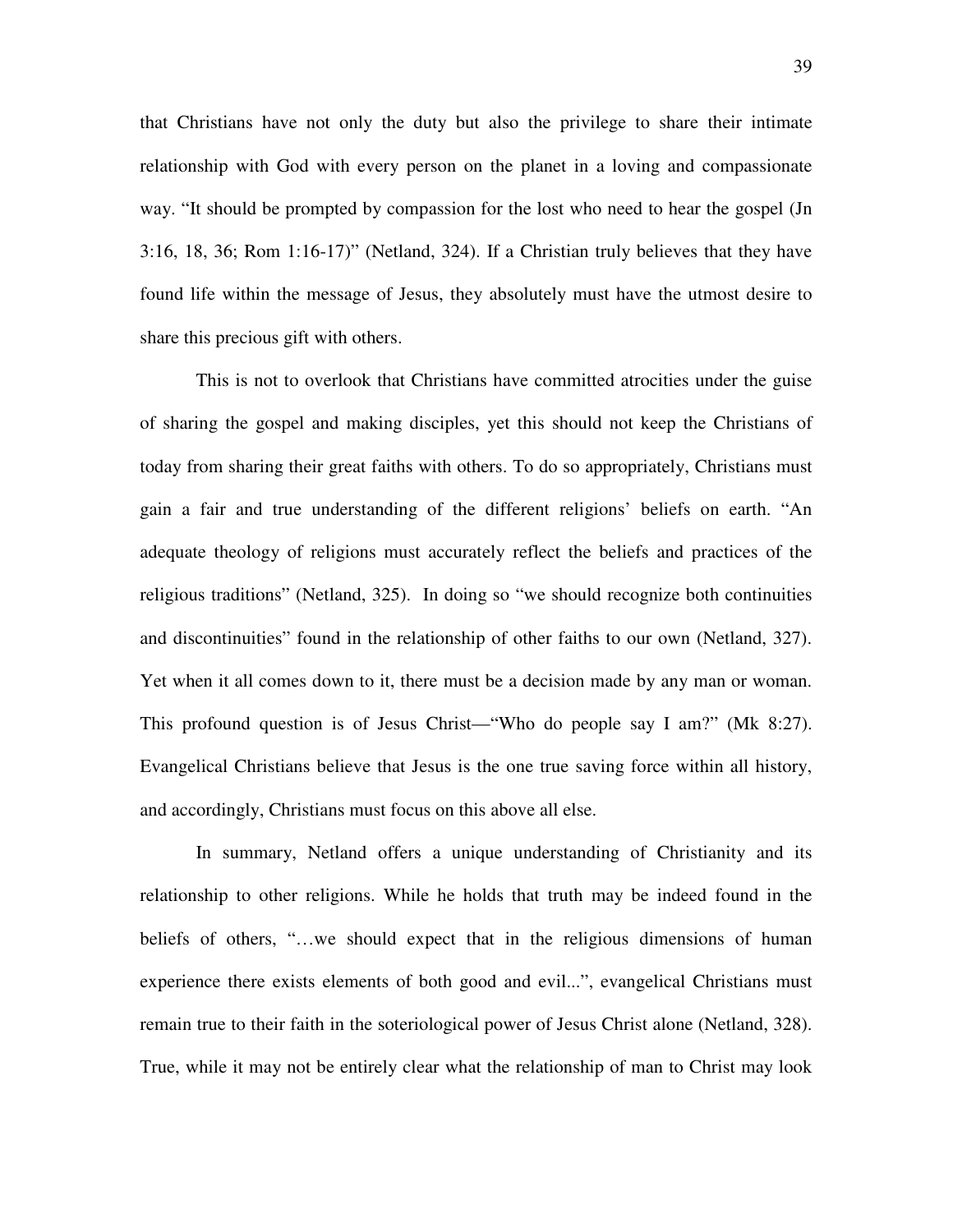that Christians have not only the duty but also the privilege to share their intimate relationship with God with every person on the planet in a loving and compassionate way. "It should be prompted by compassion for the lost who need to hear the gospel (Jn 3:16, 18, 36; Rom 1:16-17)" (Netland, 324). If a Christian truly believes that they have found life within the message of Jesus, they absolutely must have the utmost desire to share this precious gift with others.

This is not to overlook that Christians have committed atrocities under the guise of sharing the gospel and making disciples, yet this should not keep the Christians of today from sharing their great faiths with others. To do so appropriately, Christians must gain a fair and true understanding of the different religions' beliefs on earth. "An adequate theology of religions must accurately reflect the beliefs and practices of the religious traditions" (Netland, 325). In doing so "we should recognize both continuities and discontinuities" found in the relationship of other faiths to our own (Netland, 327). Yet when it all comes down to it, there must be a decision made by any man or woman. This profound question is of Jesus Christ—"Who do people say I am?" (Mk 8:27). Evangelical Christians believe that Jesus is the one true saving force within all history, and accordingly, Christians must focus on this above all else.

In summary, Netland offers a unique understanding of Christianity and its relationship to other religions. While he holds that truth may be indeed found in the beliefs of others, "…we should expect that in the religious dimensions of human experience there exists elements of both good and evil...", evangelical Christians must remain true to their faith in the soteriological power of Jesus Christ alone (Netland, 328). True, while it may not be entirely clear what the relationship of man to Christ may look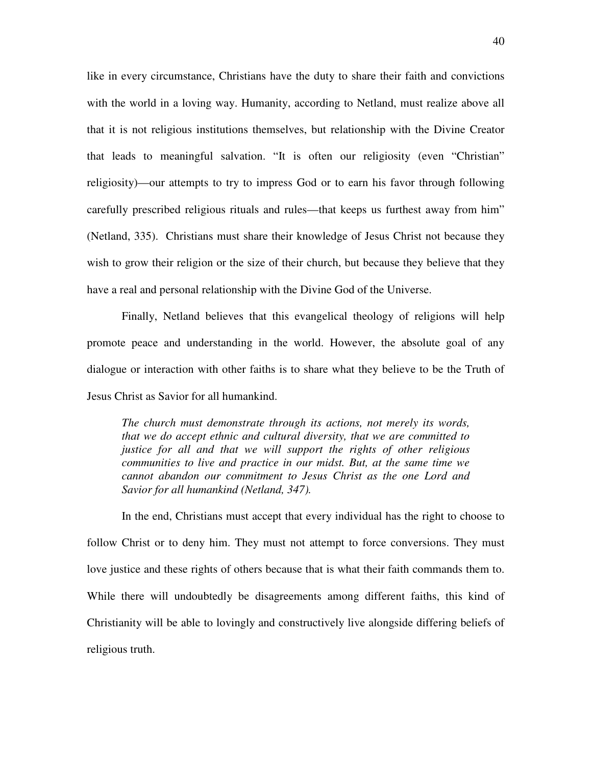like in every circumstance, Christians have the duty to share their faith and convictions with the world in a loving way. Humanity, according to Netland, must realize above all that it is not religious institutions themselves, but relationship with the Divine Creator that leads to meaningful salvation. "It is often our religiosity (even "Christian" religiosity)—our attempts to try to impress God or to earn his favor through following carefully prescribed religious rituals and rules—that keeps us furthest away from him" (Netland, 335). Christians must share their knowledge of Jesus Christ not because they wish to grow their religion or the size of their church, but because they believe that they have a real and personal relationship with the Divine God of the Universe.

Finally, Netland believes that this evangelical theology of religions will help promote peace and understanding in the world. However, the absolute goal of any dialogue or interaction with other faiths is to share what they believe to be the Truth of Jesus Christ as Savior for all humankind.

> *The church must demonstrate through its actions, not merely its words, that we do accept ethnic and cultural diversity, that we are committed to justice for all and that we will support the rights of other religious communities to live and practice in our midst. But, at the same time we cannot abandon our commitment to Jesus Christ as the one Lord and Savior for all humankind (Netland, 347).*

In the end, Christians must accept that every individual has the right to choose to follow Christ or to deny him. They must not attempt to force conversions. They must love justice and these rights of others because that is what their faith commands them to. While there will undoubtedly be disagreements among different faiths, this kind of Christianity will be able to lovingly and constructively live alongside differing beliefs of religious truth.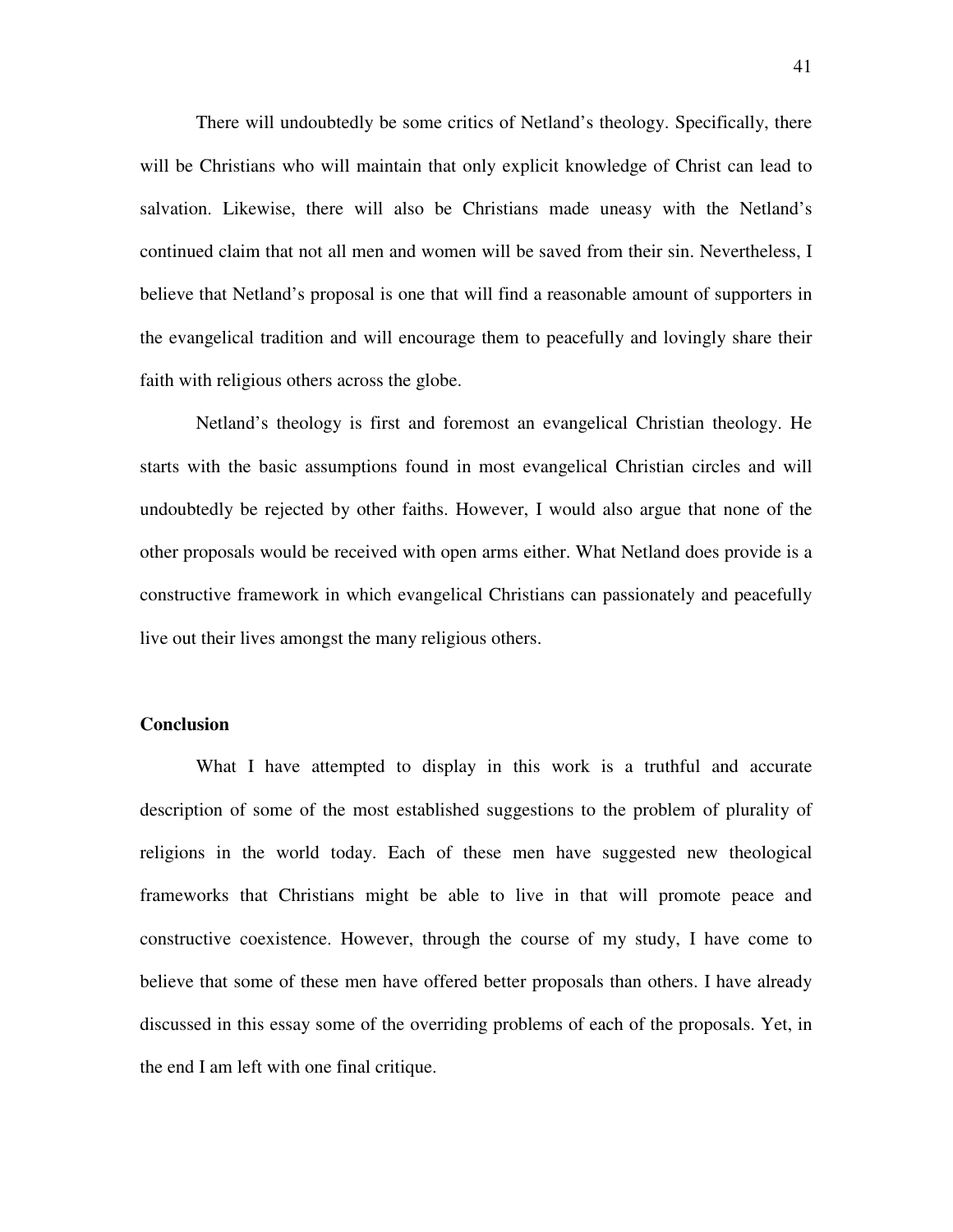There will undoubtedly be some critics of Netland's theology. Specifically, there will be Christians who will maintain that only explicit knowledge of Christ can lead to salvation. Likewise, there will also be Christians made uneasy with the Netland's continued claim that not all men and women will be saved from their sin. Nevertheless, I believe that Netland's proposal is one that will find a reasonable amount of supporters in the evangelical tradition and will encourage them to peacefully and lovingly share their faith with religious others across the globe.

Netland's theology is first and foremost an evangelical Christian theology. He starts with the basic assumptions found in most evangelical Christian circles and will undoubtedly be rejected by other faiths. However, I would also argue that none of the other proposals would be received with open arms either. What Netland does provide is a constructive framework in which evangelical Christians can passionately and peacefully live out their lives amongst the many religious others.

**Conclusion**

What I have attempted to display in this work is a truthful and accurate description of some of the most established suggestions to the problem of plurality of religions in the world today. Each of these men have suggested new theological frameworks that Christians might be able to live in that will promote peace and constructive coexistence. However, through the course of my study, I have come to believe that some of these men have offered better proposals than others. I have already discussed in this essay some of the overriding problems of each of the proposals. Yet, in the end I am left with one final critique.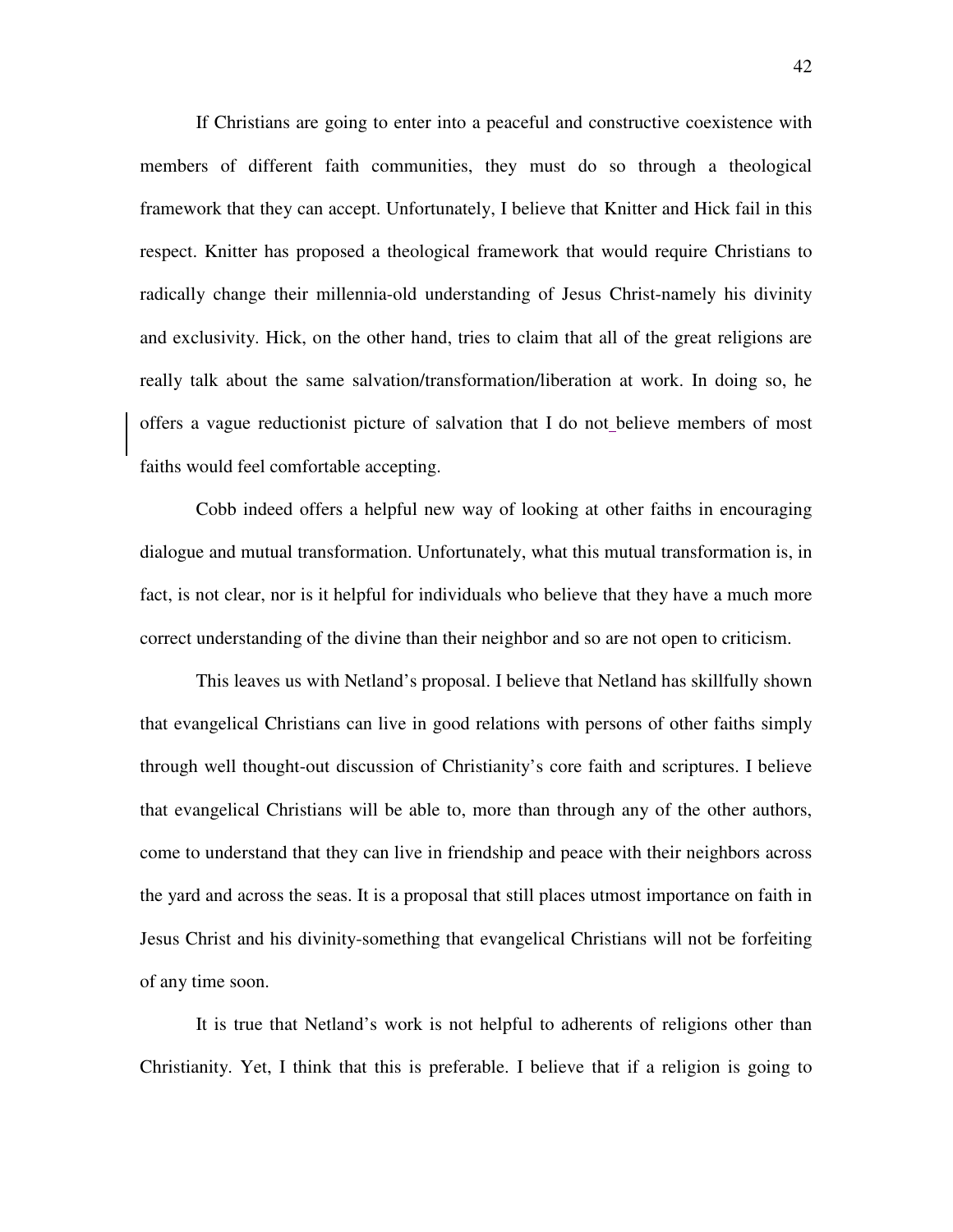If Christians are going to enter into a peaceful and constructive coexistence with members of different faith communities, they must do so through a theological framework that they can accept. Unfortunately, I believe that Knitter and Hick fail in this respect. Knitter has proposed a theological framework that would require Christians to radically change their millennia-old understanding of Jesus Christ-namely his divinity and exclusivity. Hick, on the other hand, tries to claim that all of the great religions are really talk about the same salvation/transformation/liberation at work. In doing so, he offers a vague reductionist picture of salvation that I do not believe members of most faiths would feel comfortable accepting.

Cobb indeed offers a helpful new way of looking at other faiths in encouraging dialogue and mutual transformation. Unfortunately, what this mutual transformation is, in fact, is not clear, nor is it helpful for individuals who believe that they have a much more correct understanding of the divine than their neighbor and so are not open to criticism.

This leaves us with Netland's proposal. I believe that Netland has skillfully shown that evangelical Christians can live in good relations with persons of other faiths simply through well thought-out discussion of Christianity's core faith and scriptures. I believe that evangelical Christians will be able to, more than through any of the other authors, come to understand that they can live in friendship and peace with their neighbors across the yard and across the seas. It is a proposal that still places utmost importance on faith in Jesus Christ and his divinity-something that evangelical Christians will not be forfeiting of any time soon.

It is true that Netland's work is not helpful to adherents of religions other than Christianity. Yet, I think that this is preferable. I believe that if a religion is going to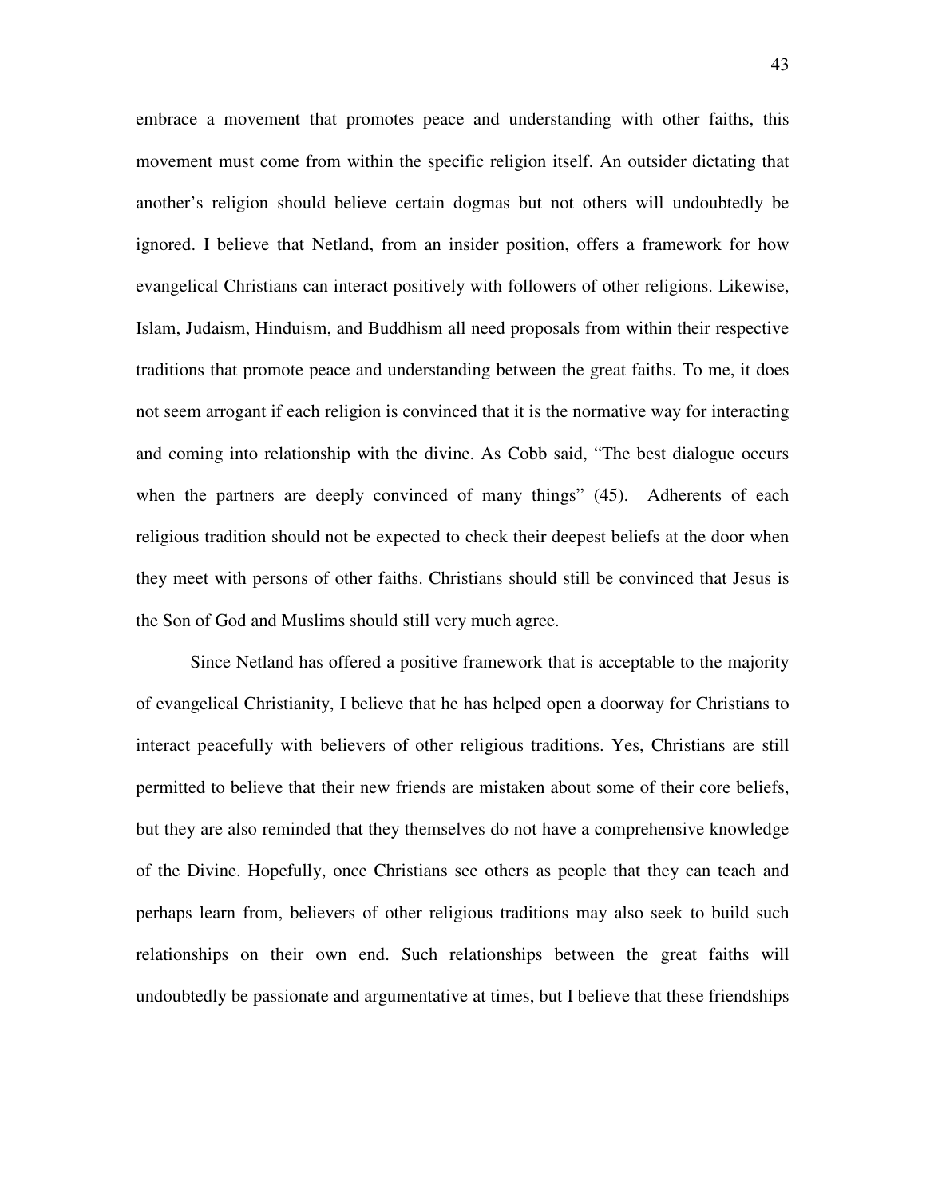embrace a movement that promotes peace and understanding with other faiths, this movement must come from within the specific religion itself. An outsider dictating that another's religion should believe certain dogmas but not others will undoubtedly be ignored. I believe that Netland, from an insider position, offers a framework for how evangelical Christians can interact positively with followers of other religions. Likewise, Islam, Judaism, Hinduism, and Buddhism all need proposals from within their respective traditions that promote peace and understanding between the great faiths. To me, it does not seem arrogant if each religion is convinced that it is the normative way for interacting and coming into relationship with the divine. As Cobb said, "The best dialogue occurs when the partners are deeply convinced of many things" (45). Adherents of each religious tradition should not be expected to check their deepest beliefs at the door when they meet with persons of other faiths. Christians should still be convinced that Jesus is the Son of God and Muslims should still very much agree.

Since Netland has offered a positive framework that is acceptable to the majority of evangelical Christianity, I believe that he has helped open a doorway for Christians to interact peacefully with believers of other religious traditions. Yes, Christians are still permitted to believe that their new friends are mistaken about some of their core beliefs, but they are also reminded that they themselves do not have a comprehensive knowledge of the Divine. Hopefully, once Christians see others as people that they can teach and perhaps learn from, believers of other religious traditions may also seek to build such relationships on their own end. Such relationships between the great faiths will undoubtedly be passionate and argumentative at times, but I believe that these friendships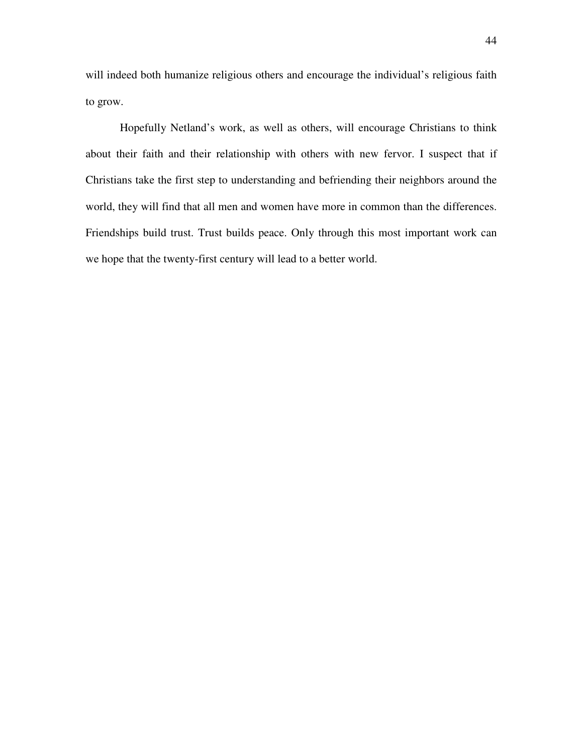will indeed both humanize religious others and encourage the individual's religious faith to grow.

Hopefully Netland's work, as well as others, will encourage Christians to think about their faith and their relationship with others with new fervor. I suspect that if Christians take the first step to understanding and befriending their neighbors around the world, they will find that all men and women have more in common than the differences. Friendships build trust. Trust builds peace. Only through this most important work can we hope that the twenty-first century will lead to a better world.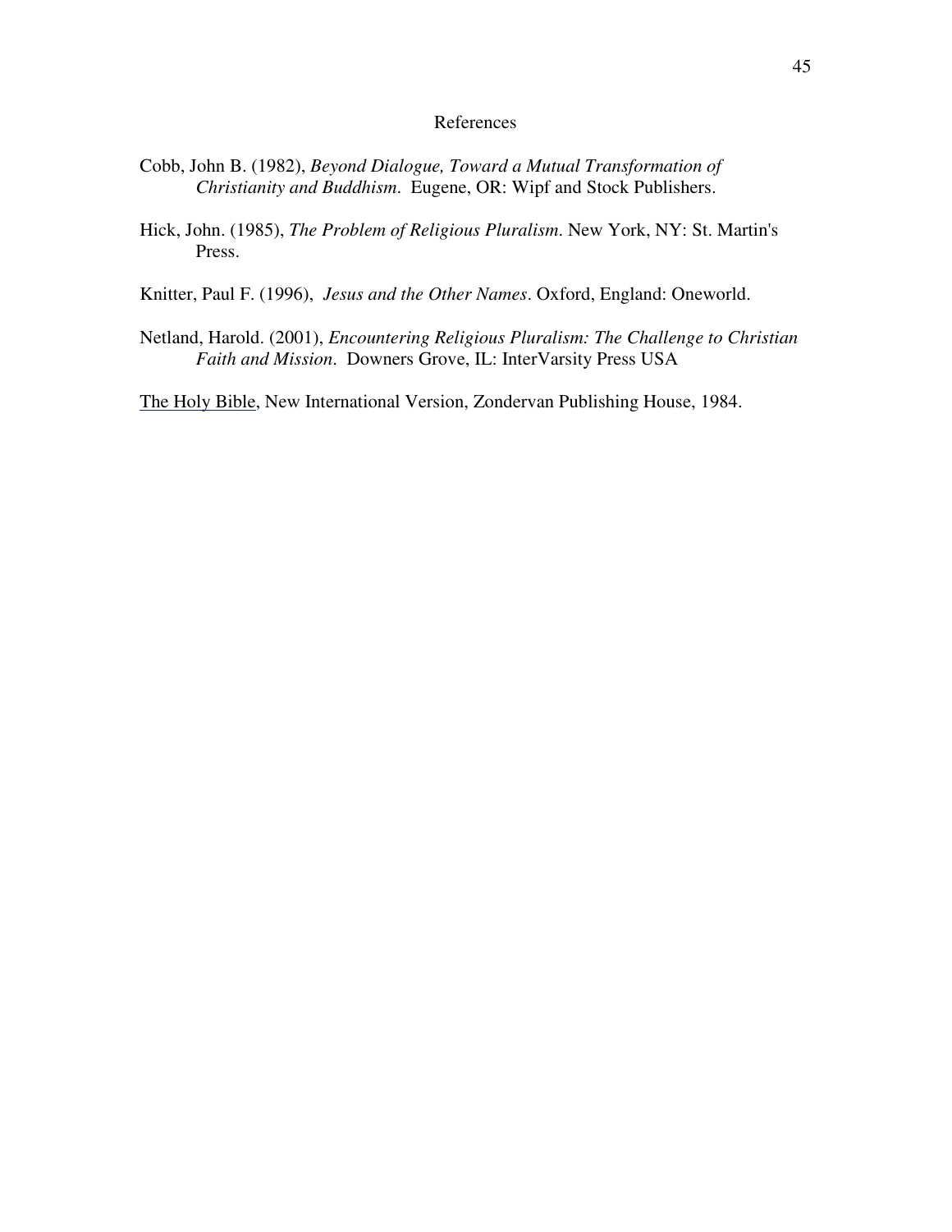# References

Cobb, John B. (1982), *Beyond Dialogue, Toward a Mutual Transformation of Christianity and Buddhism*. Eugene, OR: Wipf and Stock Publishers.

Hick, John. (1985), *The Problem of Religious Pluralism*. New York, NY: St. Martin's Press.

Knitter, Paul F. (1996), *Jesus and the Other Names*. Oxford, England: Oneworld.

Netland, Harold. (2001), *Encountering Religious Pluralism: The Challenge to Christian Faith and Mission*. Downers Grove, IL: InterVarsity Press USA

<u>The Holy Bible</u>, New International Version, Zondervan Publishing House, 1984.